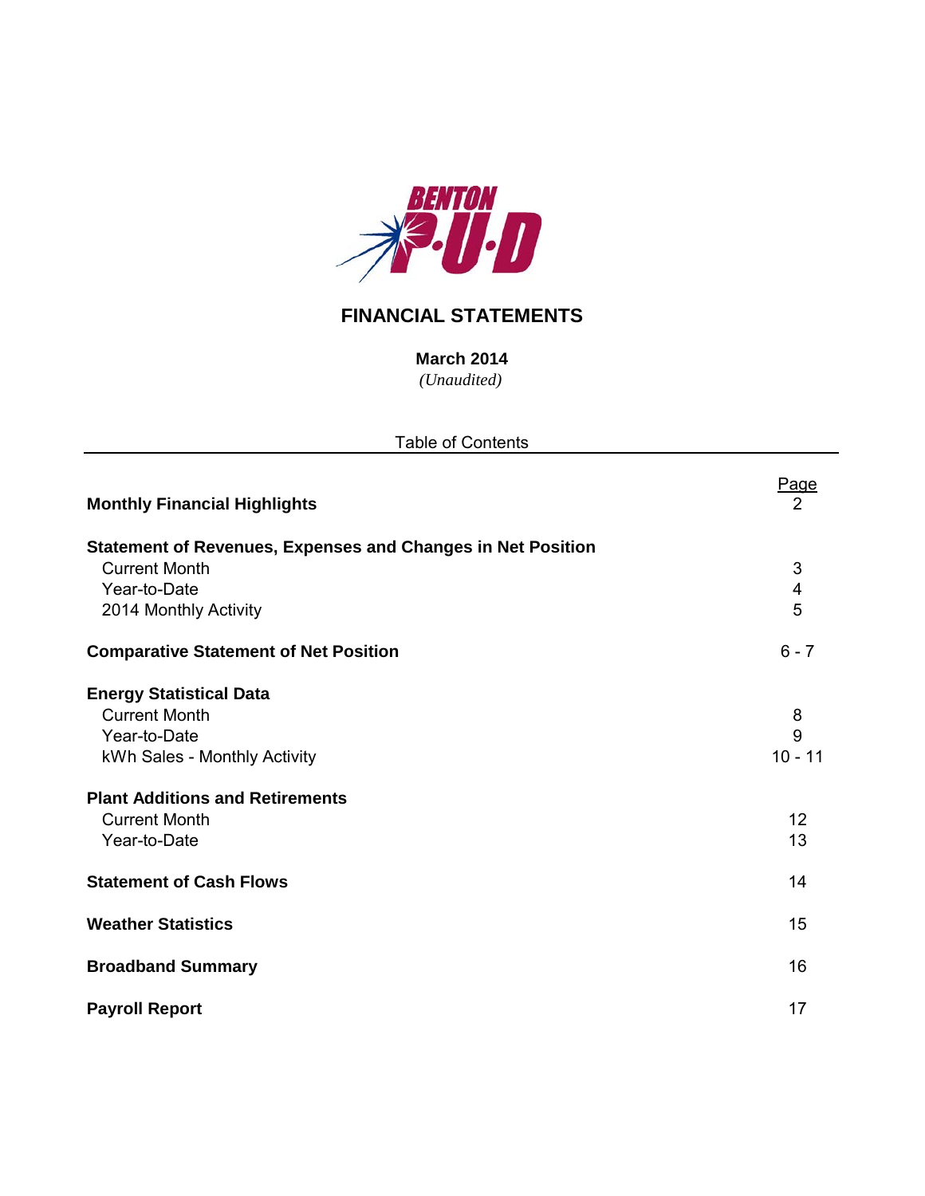BENTON P·U·D

# FINANCIAL STATEMENTS

**March 2014**
*(Unaudited)*

## Table of Contents

| | Page |
|---|---|
| **Monthly Financial Highlights** | 2 |
| **Statement of Revenues, Expenses and Changes in Net Position** | |
| Current Month | 3 |
| Year-to-Date | 4 |
| 2014 Monthly Activity | 5 |
| **Comparative Statement of Net Position** | 6 - 7 |
| **Energy Statistical Data** | |
| Current Month | 8 |
| Year-to-Date | 9 |
| kWh Sales - Monthly Activity | 10 - 11 |
| **Plant Additions and Retirements** | |
| Current Month | 12 |
| Year-to-Date | 13 |
| **Statement of Cash Flows** | 14 |
| **Weather Statistics** | 15 |
| **Broadband Summary** | 16 |
| **Payroll Report** | 17 |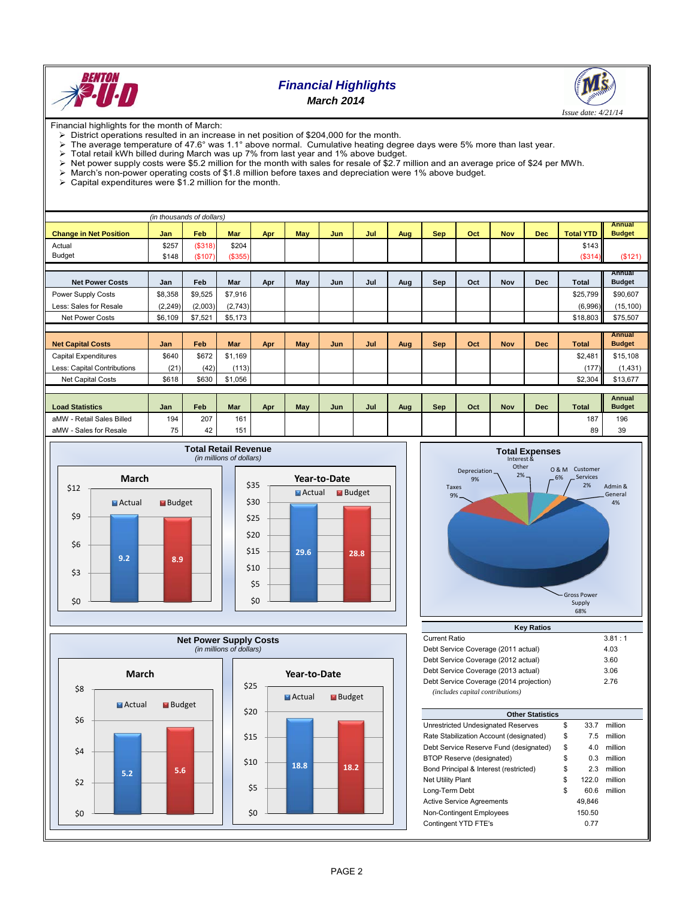# Financial Highlights

### March 2014

*Issue date: 4/21/14*

Financial highlights for the month of March:

- District operations resulted in an increase in net position of $204,000 for the month.
- The average temperature of 47.6° was 1.1° above normal. Cumulative heating degree days were 5% more than last year.
- Total retail kWh billed during March was up 7% from last year and 1% above budget.
- Net power supply costs were $5.2 million for the month with sales for resale of $2.7 million and an average price of $24 per MWh.
- March's non-power operating costs of $1.8 million before taxes and depreciation were 1% above budget.
- Capital expenditures were $1.2 million for the month.

*(in thousands of dollars)*

| Change in Net Position | Jan | Feb | Mar | Apr | May | Jun | Jul | Aug | Sep | Oct | Nov | Dec | Total YTD | Annual Budget |
|---|---|---|---|---|---|---|---|---|---|---|---|---|---|---|
| Actual | $257 | ($318) | $204 | | | | | | | | | | $143 | |
| Budget | $148 | ($107) | ($355) | | | | | | | | | | ($314) | ($121) |

| Net Power Costs | Jan | Feb | Mar | Apr | May | Jun | Jul | Aug | Sep | Oct | Nov | Dec | Total | Annual Budget |
|---|---|---|---|---|---|---|---|---|---|---|---|---|---|---|
| Power Supply Costs | $8,358 | $9,525 | $7,916 | | | | | | | | | | $25,799 | $90,607 |
| Less: Sales for Resale | (2,249) | (2,003) | (2,743) | | | | | | | | | | (6,996) | (15,100) |
| Net Power Costs | $6,109 | $7,521 | $5,173 | | | | | | | | | | $18,803 | $75,507 |

| Net Capital Costs | Jan | Feb | Mar | Apr | May | Jun | Jul | Aug | Sep | Oct | Nov | Dec | Total | Annual Budget |
|---|---|---|---|---|---|---|---|---|---|---|---|---|---|---|
| Capital Expenditures | $640 | $672 | $1,169 | | | | | | | | | | $2,481 | $15,108 |
| Less: Capital Contributions | (21) | (42) | (113) | | | | | | | | | | (177) | (1,431) |
| Net Capital Costs | $618 | $630 | $1,056 | | | | | | | | | | $2,304 | $13,677 |

| Load Statistics | Jan | Feb | Mar | Apr | May | Jun | Jul | Aug | Sep | Oct | Nov | Dec | Total | Annual Budget |
|---|---|---|---|---|---|---|---|---|---|---|---|---|---|---|
| aMW - Retail Sales Billed | 194 | 207 | 161 | | | | | | | | | | 187 | 196 |
| aMW - Sales for Resale | 75 | 42 | 151 | | | | | | | | | | 89 | 39 |

**Total Retail Revenue**
*(in millions of dollars)*

| | Actual | Budget |
|---|---|---|
| March | 9.2 | 8.9 |
| Year-to-Date | 29.6 | 28.8 |

**Total Expenses**

| Category | Share |
|---|---|
| Gross Power Supply | 68% |
| Depreciation | 9% |
| Taxes | 9% |
| Interest & Other | 2% |
| O & M | 6% |
| Customer Services | 2% |
| Admin & General | 4% |

**Net Power Supply Costs**
*(in millions of dollars)*

| | Actual | Budget |
|---|---|---|
| March | 5.2 | 5.6 |
| Year-to-Date | 18.8 | 18.2 |

| Key Ratios | |
|---|---|
| Current Ratio | 3.81 : 1 |
| Debt Service Coverage (2011 actual) | 4.03 |
| Debt Service Coverage (2012 actual) | 3.60 |
| Debt Service Coverage (2013 actual) | 3.06 |
| Debt Service Coverage (2014 projection) | 2.76 |
| *(includes capital contributions)* | |

| Other Statistics | | | |
|---|---|---|---|
| Unrestricted Undesignated Reserves | $ | 33.7 | million |
| Rate Stabilization Account (designated) | $ | 7.5 | million |
| Debt Service Reserve Fund (designated) | $ | 4.0 | million |
| BTOP Reserve (designated) | $ | 0.3 | million |
| Bond Principal & Interest (restricted) | $ | 2.3 | million |
| Net Utility Plant | $ | 122.0 | million |
| Long-Term Debt | $ | 60.6 | million |
| Active Service Agreements | | 49,846 | |
| Non-Contingent Employees | | 150.50 | |
| Contingent YTD FTE's | | 0.77 | |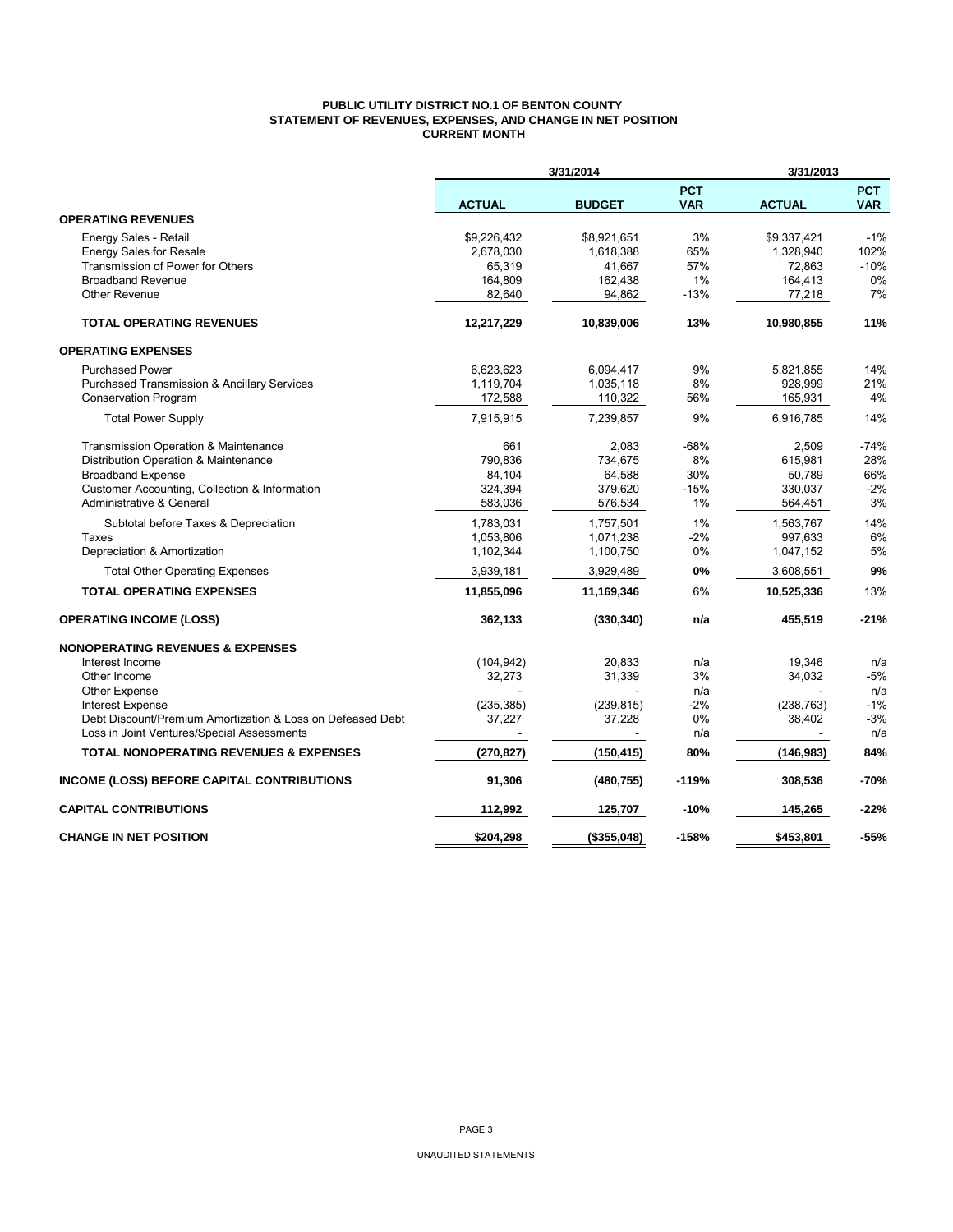**PUBLIC UTILITY DISTRICT NO.1 OF BENTON COUNTY**
**STATEMENT OF REVENUES, EXPENSES, AND CHANGE IN NET POSITION**
**CURRENT MONTH**

| | 3/31/2014 | | | 3/31/2013 | |
|---|---|---|---|---|---|
| | **ACTUAL** | **BUDGET** | **PCT VAR** | **ACTUAL** | **PCT VAR** |
| **OPERATING REVENUES** | | | | | |
| Energy Sales - Retail | $9,226,432 | $8,921,651 | 3% | $9,337,421 | -1% |
| Energy Sales for Resale | 2,678,030 | 1,618,388 | 65% | 1,328,940 | 102% |
| Transmission of Power for Others | 65,319 | 41,667 | 57% | 72,863 | -10% |
| Broadband Revenue | 164,809 | 162,438 | 1% | 164,413 | 0% |
| Other Revenue | 82,640 | 94,862 | -13% | 77,218 | 7% |
| **TOTAL OPERATING REVENUES** | **12,217,229** | **10,839,006** | **13%** | **10,980,855** | **11%** |
| **OPERATING EXPENSES** | | | | | |
| Purchased Power | 6,623,623 | 6,094,417 | 9% | 5,821,855 | 14% |
| Purchased Transmission & Ancillary Services | 1,119,704 | 1,035,118 | 8% | 928,999 | 21% |
| Conservation Program | 172,588 | 110,322 | 56% | 165,931 | 4% |
| Total Power Supply | 7,915,915 | 7,239,857 | 9% | 6,916,785 | 14% |
| Transmission Operation & Maintenance | 661 | 2,083 | -68% | 2,509 | -74% |
| Distribution Operation & Maintenance | 790,836 | 734,675 | 8% | 615,981 | 28% |
| Broadband Expense | 84,104 | 64,588 | 30% | 50,789 | 66% |
| Customer Accounting, Collection & Information | 324,394 | 379,620 | -15% | 330,037 | -2% |
| Administrative & General | 583,036 | 576,534 | 1% | 564,451 | 3% |
| Subtotal before Taxes & Depreciation | 1,783,031 | 1,757,501 | 1% | 1,563,767 | 14% |
| Taxes | 1,053,806 | 1,071,238 | -2% | 997,633 | 6% |
| Depreciation & Amortization | 1,102,344 | 1,100,750 | 0% | 1,047,152 | 5% |
| Total Other Operating Expenses | 3,939,181 | 3,929,489 | **0%** | 3,608,551 | **9%** |
| **TOTAL OPERATING EXPENSES** | **11,855,096** | **11,169,346** | 6% | **10,525,336** | 13% |
| **OPERATING INCOME (LOSS)** | **362,133** | **(330,340)** | **n/a** | **455,519** | **-21%** |
| **NONOPERATING REVENUES & EXPENSES** | | | | | |
| Interest Income | (104,942) | 20,833 | n/a | 19,346 | n/a |
| Other Income | 32,273 | 31,339 | 3% | 34,032 | -5% |
| Other Expense | - | - | n/a | - | n/a |
| Interest Expense | (235,385) | (239,815) | -2% | (238,763) | -1% |
| Debt Discount/Premium Amortization & Loss on Defeased Debt | 37,227 | 37,228 | 0% | 38,402 | -3% |
| Loss in Joint Ventures/Special Assessments | - | - | n/a | - | n/a |
| **TOTAL NONOPERATING REVENUES & EXPENSES** | **(270,827)** | **(150,415)** | **80%** | **(146,983)** | **84%** |
| **INCOME (LOSS) BEFORE CAPITAL CONTRIBUTIONS** | **91,306** | **(480,755)** | **-119%** | **308,536** | **-70%** |
| **CAPITAL CONTRIBUTIONS** | **112,992** | **125,707** | **-10%** | **145,265** | **-22%** |
| **CHANGE IN NET POSITION** | **$204,298** | **($355,048)** | **-158%** | **$453,801** | **-55%** |

UNAUDITED STATEMENTS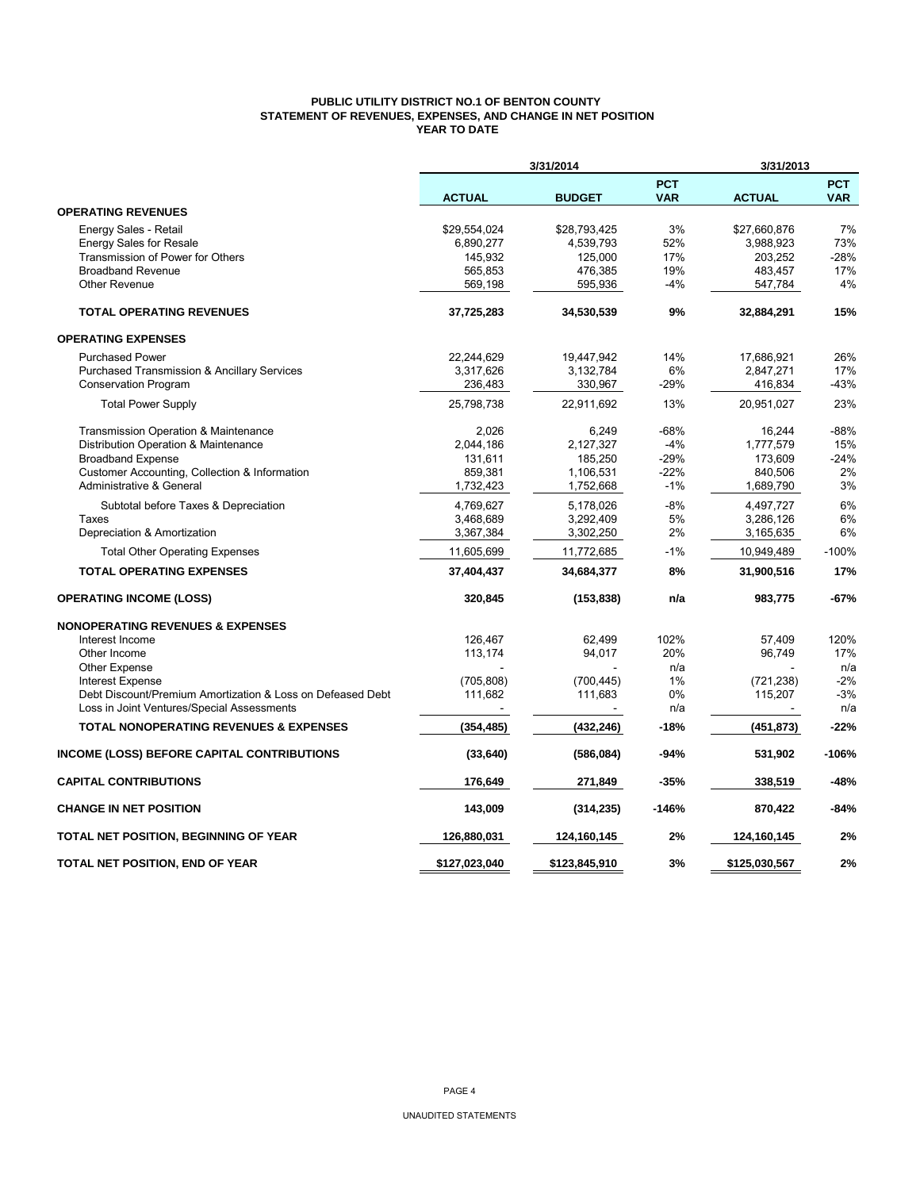**PUBLIC UTILITY DISTRICT NO.1 OF BENTON COUNTY**
**STATEMENT OF REVENUES, EXPENSES, AND CHANGE IN NET POSITION**
**YEAR TO DATE**

| | 3/31/2014 | | | 3/31/2013 | |
|---|---|---|---|---|---|
| | **ACTUAL** | **BUDGET** | **PCT VAR** | **ACTUAL** | **PCT VAR** |
| **OPERATING REVENUES** | | | | | |
| Energy Sales - Retail | $29,554,024 | $28,793,425 | 3% | $27,660,876 | 7% |
| Energy Sales for Resale | 6,890,277 | 4,539,793 | 52% | 3,988,923 | 73% |
| Transmission of Power for Others | 145,932 | 125,000 | 17% | 203,252 | -28% |
| Broadband Revenue | 565,853 | 476,385 | 19% | 483,457 | 17% |
| Other Revenue | 569,198 | 595,936 | -4% | 547,784 | 4% |
| **TOTAL OPERATING REVENUES** | **37,725,283** | **34,530,539** | **9%** | **32,884,291** | **15%** |
| **OPERATING EXPENSES** | | | | | |
| Purchased Power | 22,244,629 | 19,447,942 | 14% | 17,686,921 | 26% |
| Purchased Transmission & Ancillary Services | 3,317,626 | 3,132,784 | 6% | 2,847,271 | 17% |
| Conservation Program | 236,483 | 330,967 | -29% | 416,834 | -43% |
| Total Power Supply | 25,798,738 | 22,911,692 | 13% | 20,951,027 | 23% |
| Transmission Operation & Maintenance | 2,026 | 6,249 | -68% | 16,244 | -88% |
| Distribution Operation & Maintenance | 2,044,186 | 2,127,327 | -4% | 1,777,579 | 15% |
| Broadband Expense | 131,611 | 185,250 | -29% | 173,609 | -24% |
| Customer Accounting, Collection & Information | 859,381 | 1,106,531 | -22% | 840,506 | 2% |
| Administrative & General | 1,732,423 | 1,752,668 | -1% | 1,689,790 | 3% |
| Subtotal before Taxes & Depreciation | 4,769,627 | 5,178,026 | -8% | 4,497,727 | 6% |
| Taxes | 3,468,689 | 3,292,409 | 5% | 3,286,126 | 6% |
| Depreciation & Amortization | 3,367,384 | 3,302,250 | 2% | 3,165,635 | 6% |
| Total Other Operating Expenses | 11,605,699 | 11,772,685 | -1% | 10,949,489 | -100% |
| **TOTAL OPERATING EXPENSES** | **37,404,437** | **34,684,377** | **8%** | **31,900,516** | **17%** |
| **OPERATING INCOME (LOSS)** | **320,845** | **(153,838)** | **n/a** | **983,775** | **-67%** |
| **NONOPERATING REVENUES & EXPENSES** | | | | | |
| Interest Income | 126,467 | 62,499 | 102% | 57,409 | 120% |
| Other Income | 113,174 | 94,017 | 20% | 96,749 | 17% |
| Other Expense | - | - | n/a | - | n/a |
| Interest Expense | (705,808) | (700,445) | 1% | (721,238) | -2% |
| Debt Discount/Premium Amortization & Loss on Defeased Debt | 111,682 | 111,683 | 0% | 115,207 | -3% |
| Loss in Joint Ventures/Special Assessments | - | - | n/a | - | n/a |
| **TOTAL NONOPERATING REVENUES & EXPENSES** | **(354,485)** | **(432,246)** | **-18%** | **(451,873)** | **-22%** |
| **INCOME (LOSS) BEFORE CAPITAL CONTRIBUTIONS** | **(33,640)** | **(586,084)** | **-94%** | **531,902** | **-106%** |
| **CAPITAL CONTRIBUTIONS** | **176,649** | **271,849** | **-35%** | **338,519** | **-48%** |
| **CHANGE IN NET POSITION** | **143,009** | **(314,235)** | **-146%** | **870,422** | **-84%** |
| **TOTAL NET POSITION, BEGINNING OF YEAR** | **126,880,031** | **124,160,145** | **2%** | **124,160,145** | **2%** |
| **TOTAL NET POSITION, END OF YEAR** | **$127,023,040** | **$123,845,910** | **3%** | **$125,030,567** | **2%** |

UNAUDITED STATEMENTS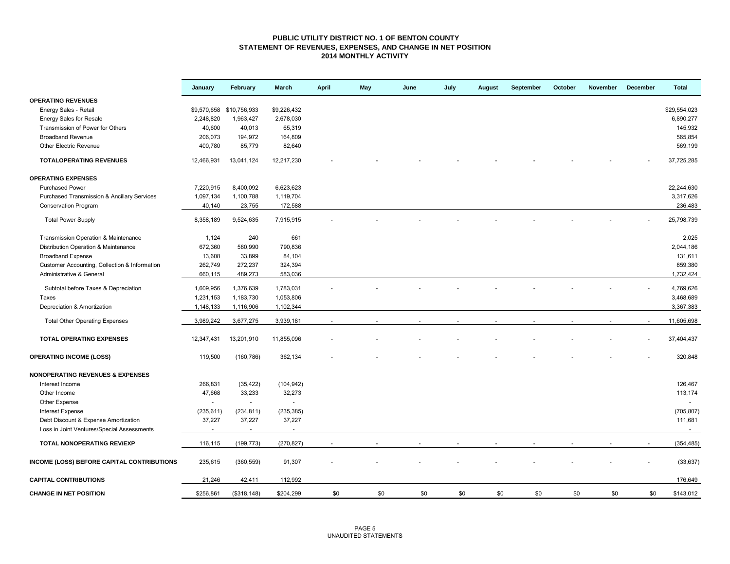# PUBLIC UTILITY DISTRICT NO. 1 OF BENTON COUNTY
## STATEMENT OF REVENUES, EXPENSES, AND CHANGE IN NET POSITION
### 2014 MONTHLY ACTIVITY

| | January | February | March | April | May | June | July | August | September | October | November | December | Total |
|---|---|---|---|---|---|---|---|---|---|---|---|---|---|
| **OPERATING REVENUES** | | | | | | | | | | | | | |
| Energy Sales - Retail | $9,570,658 | $10,756,933 | $9,226,432 | | | | | | | | | | $29,554,023 |
| Energy Sales for Resale | 2,248,820 | 1,963,427 | 2,678,030 | | | | | | | | | | 6,890,277 |
| Transmission of Power for Others | 40,600 | 40,013 | 65,319 | | | | | | | | | | 145,932 |
| Broadband Revenue | 206,073 | 194,972 | 164,809 | | | | | | | | | | 565,854 |
| Other Electric Revenue | 400,780 | 85,779 | 82,640 | | | | | | | | | | 569,199 |
| **TOTALOPERATING REVENUES** | 12,466,931 | 13,041,124 | 12,217,230 | - | - | - | - | - | - | - | - | - | 37,725,285 |
| **OPERATING EXPENSES** | | | | | | | | | | | | | |
| Purchased Power | 7,220,915 | 8,400,092 | 6,623,623 | | | | | | | | | | 22,244,630 |
| Purchased Transmission & Ancillary Services | 1,097,134 | 1,100,788 | 1,119,704 | | | | | | | | | | 3,317,626 |
| Conservation Program | 40,140 | 23,755 | 172,588 | | | | | | | | | | 236,483 |
| Total Power Supply | 8,358,189 | 9,524,635 | 7,915,915 | - | - | - | - | - | - | - | - | - | 25,798,739 |
| Transmission Operation & Maintenance | 1,124 | 240 | 661 | | | | | | | | | | 2,025 |
| Distribution Operation & Maintenance | 672,360 | 580,990 | 790,836 | | | | | | | | | | 2,044,186 |
| Broadband Expense | 13,608 | 33,899 | 84,104 | | | | | | | | | | 131,611 |
| Customer Accounting, Collection & Information | 262,749 | 272,237 | 324,394 | | | | | | | | | | 859,380 |
| Administrative & General | 660,115 | 489,273 | 583,036 | | | | | | | | | | 1,732,424 |
| Subtotal before Taxes & Depreciation | 1,609,956 | 1,376,639 | 1,783,031 | - | - | - | - | - | - | - | - | - | 4,769,626 |
| Taxes | 1,231,153 | 1,183,730 | 1,053,806 | | | | | | | | | | 3,468,689 |
| Depreciation & Amortization | 1,148,133 | 1,116,906 | 1,102,344 | | | | | | | | | | 3,367,383 |
| Total Other Operating Expenses | 3,989,242 | 3,677,275 | 3,939,181 | - | - | - | - | - | - | - | - | - | 11,605,698 |
| **TOTAL OPERATING EXPENSES** | 12,347,431 | 13,201,910 | 11,855,096 | - | - | - | - | - | - | - | - | - | 37,404,437 |
| **OPERATING INCOME (LOSS)** | 119,500 | (160,786) | 362,134 | - | - | - | - | - | - | - | - | - | 320,848 |
| **NONOPERATING REVENUES & EXPENSES** | | | | | | | | | | | | | |
| Interest Income | 266,831 | (35,422) | (104,942) | | | | | | | | | | 126,467 |
| Other Income | 47,668 | 33,233 | 32,273 | | | | | | | | | | 113,174 |
| Other Expense | - | - | - | | | | | | | | | | - |
| Interest Expense | (235,611) | (234,811) | (235,385) | | | | | | | | | | (705,807) |
| Debt Discount & Expense Amortization | 37,227 | 37,227 | 37,227 | | | | | | | | | | 111,681 |
| Loss in Joint Ventures/Special Assessments | - | - | - | | | | | | | | | | - |
| **TOTAL NONOPERATING REV/EXP** | 116,115 | (199,773) | (270,827) | - | - | - | - | - | - | - | - | - | (354,485) |
| **INCOME (LOSS) BEFORE CAPITAL CONTRIBUTIONS** | 235,615 | (360,559) | 91,307 | - | - | - | - | - | - | - | - | - | (33,637) |
| **CAPITAL CONTRIBUTIONS** | 21,246 | 42,411 | 112,992 | | | | | | | | | | 176,649 |
| **CHANGE IN NET POSITION** | $256,861 | ($318,148) | $204,299 | $0 | $0 | $0 | $0 | $0 | $0 | $0 | $0 | $0 | $143,012 |

UNAUDITED STATEMENTS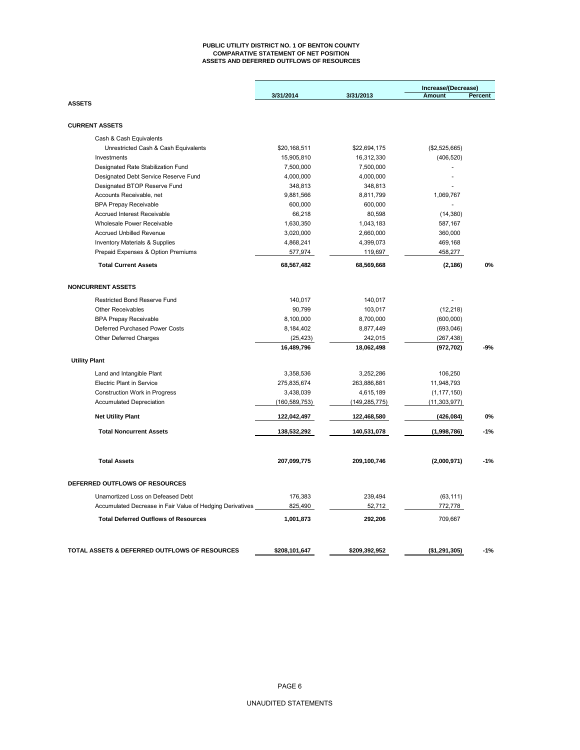# PUBLIC UTILITY DISTRICT NO. 1 OF BENTON COUNTY
## COMPARATIVE STATEMENT OF NET POSITION
## ASSETS AND DEFERRED OUTFLOWS OF RESOURCES

| | 3/31/2014 | 3/31/2013 | Increase/(Decrease) Amount | Percent |
|---|---|---|---|---|
| **ASSETS** | | | | |
| **CURRENT ASSETS** | | | | |
| Cash & Cash Equivalents | | | | |
| Unrestricted Cash & Cash Equivalents | $20,168,511 | $22,694,175 | ($2,525,665) | |
| Investments | 15,905,810 | 16,312,330 | (406,520) | |
| Designated Rate Stabilization Fund | 7,500,000 | 7,500,000 | - | |
| Designated Debt Service Reserve Fund | 4,000,000 | 4,000,000 | - | |
| Designated BTOP Reserve Fund | 348,813 | 348,813 | - | |
| Accounts Receivable, net | 9,881,566 | 8,811,799 | 1,069,767 | |
| BPA Prepay Receivable | 600,000 | 600,000 | - | |
| Accrued Interest Receivable | 66,218 | 80,598 | (14,380) | |
| Wholesale Power Receivable | 1,630,350 | 1,043,183 | 587,167 | |
| Accrued Unbilled Revenue | 3,020,000 | 2,660,000 | 360,000 | |
| Inventory Materials & Supplies | 4,868,241 | 4,399,073 | 469,168 | |
| Prepaid Expenses & Option Premiums | 577,974 | 119,697 | 458,277 | |
| **Total Current Assets** | **68,567,482** | **68,569,668** | **(2,186)** | **0%** |
| **NONCURRENT ASSETS** | | | | |
| Restricted Bond Reserve Fund | 140,017 | 140,017 | - | |
| Other Receivables | 90,799 | 103,017 | (12,218) | |
| BPA Prepay Receivable | 8,100,000 | 8,700,000 | (600,000) | |
| Deferred Purchased Power Costs | 8,184,402 | 8,877,449 | (693,046) | |
| Other Deferred Charges | (25,423) | 242,015 | (267,438) | |
| | **16,489,796** | **18,062,498** | **(972,702)** | **-9%** |
| **Utility Plant** | | | | |
| Land and Intangible Plant | 3,358,536 | 3,252,286 | 106,250 | |
| Electric Plant in Service | 275,835,674 | 263,886,881 | 11,948,793 | |
| Construction Work in Progress | 3,438,039 | 4,615,189 | (1,177,150) | |
| Accumulated Depreciation | (160,589,753) | (149,285,775) | (11,303,977) | |
| **Net Utility Plant** | **122,042,497** | **122,468,580** | **(426,084)** | **0%** |
| **Total Noncurrent Assets** | **138,532,292** | **140,531,078** | **(1,998,786)** | **-1%** |
| **Total Assets** | **207,099,775** | **209,100,746** | **(2,000,971)** | **-1%** |
| **DEFERRED OUTFLOWS OF RESOURCES** | | | | |
| Unamortized Loss on Defeased Debt | 176,383 | 239,494 | (63,111) | |
| Accumulated Decrease in Fair Value of Hedging Derivatives | 825,490 | 52,712 | 772,778 | |
| **Total Deferred Outflows of Resources** | **1,001,873** | **292,206** | 709,667 | |
| **TOTAL ASSETS & DEFERRED OUTFLOWS OF RESOURCES** | **$208,101,647** | **$209,392,952** | **($1,291,305)** | **-1%** |

UNAUDITED STATEMENTS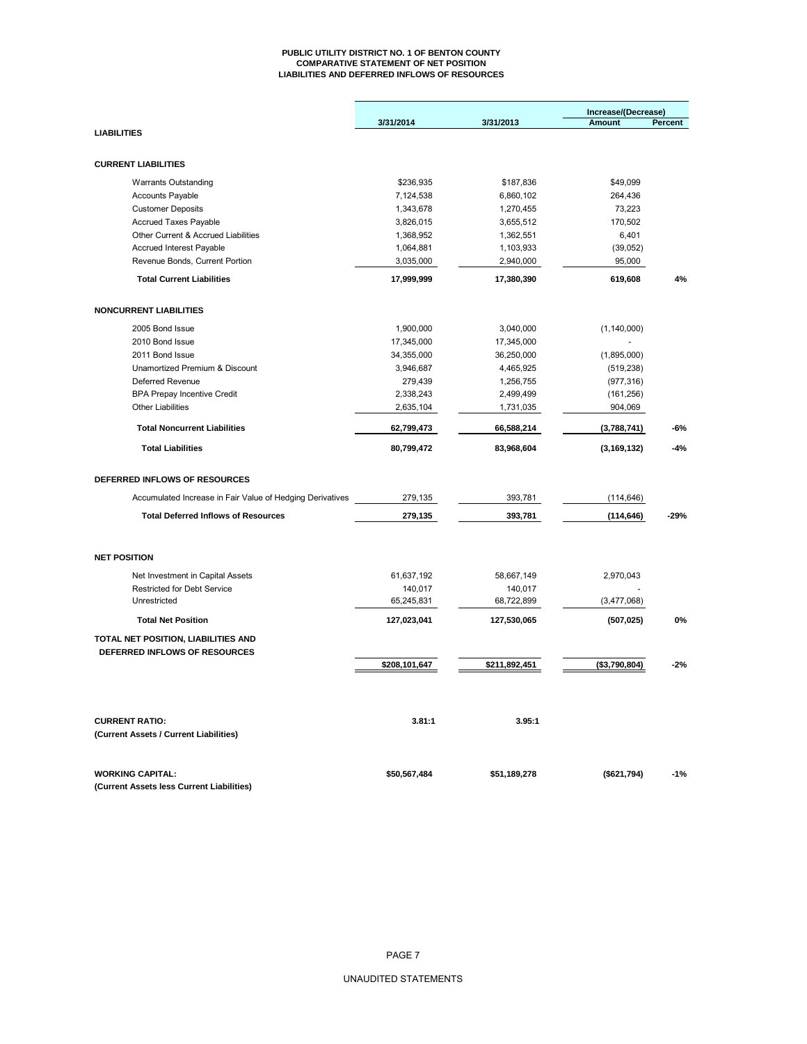# PUBLIC UTILITY DISTRICT NO. 1 OF BENTON COUNTY
## COMPARATIVE STATEMENT OF NET POSITION
## LIABILITIES AND DEFERRED INFLOWS OF RESOURCES

| | 3/31/2014 | 3/31/2013 | Increase/(Decrease) Amount | Percent |
|---|---|---|---|---|
| **LIABILITIES** | | | | |
| **CURRENT LIABILITIES** | | | | |
| Warrants Outstanding | $236,935 | $187,836 | $49,099 | |
| Accounts Payable | 7,124,538 | 6,860,102 | 264,436 | |
| Customer Deposits | 1,343,678 | 1,270,455 | 73,223 | |
| Accrued Taxes Payable | 3,826,015 | 3,655,512 | 170,502 | |
| Other Current & Accrued Liabilities | 1,368,952 | 1,362,551 | 6,401 | |
| Accrued Interest Payable | 1,064,881 | 1,103,933 | (39,052) | |
| Revenue Bonds, Current Portion | 3,035,000 | 2,940,000 | 95,000 | |
| **Total Current Liabilities** | **17,999,999** | **17,380,390** | **619,608** | **4%** |
| **NONCURRENT LIABILITIES** | | | | |
| 2005 Bond Issue | 1,900,000 | 3,040,000 | (1,140,000) | |
| 2010 Bond Issue | 17,345,000 | 17,345,000 | - | |
| 2011 Bond Issue | 34,355,000 | 36,250,000 | (1,895,000) | |
| Unamortized Premium & Discount | 3,946,687 | 4,465,925 | (519,238) | |
| Deferred Revenue | 279,439 | 1,256,755 | (977,316) | |
| BPA Prepay Incentive Credit | 2,338,243 | 2,499,499 | (161,256) | |
| Other Liabilities | 2,635,104 | 1,731,035 | 904,069 | |
| **Total Noncurrent Liabilities** | **62,799,473** | **66,588,214** | **(3,788,741)** | **-6%** |
| **Total Liabilities** | **80,799,472** | **83,968,604** | **(3,169,132)** | **-4%** |
| **DEFERRED INFLOWS OF RESOURCES** | | | | |
| Accumulated Increase in Fair Value of Hedging Derivatives | 279,135 | 393,781 | (114,646) | |
| **Total Deferred Inflows of Resources** | **279,135** | **393,781** | **(114,646)** | **-29%** |
| **NET POSITION** | | | | |
| Net Investment in Capital Assets | 61,637,192 | 58,667,149 | 2,970,043 | |
| Restricted for Debt Service | 140,017 | 140,017 | - | |
| Unrestricted | 65,245,831 | 68,722,899 | (3,477,068) | |
| **Total Net Position** | **127,023,041** | **127,530,065** | **(507,025)** | **0%** |
| **TOTAL NET POSITION, LIABILITIES AND DEFERRED INFLOWS OF RESOURCES** | **$208,101,647** | **$211,892,451** | **($3,790,804)** | **-2%** |
| **CURRENT RATIO:** (Current Assets / Current Liabilities) | **3.81:1** | **3.95:1** | | |
| **WORKING CAPITAL:** (Current Assets less Current Liabilities) | **$50,567,484** | **$51,189,278** | **($621,794)** | **-1%** |

UNAUDITED STATEMENTS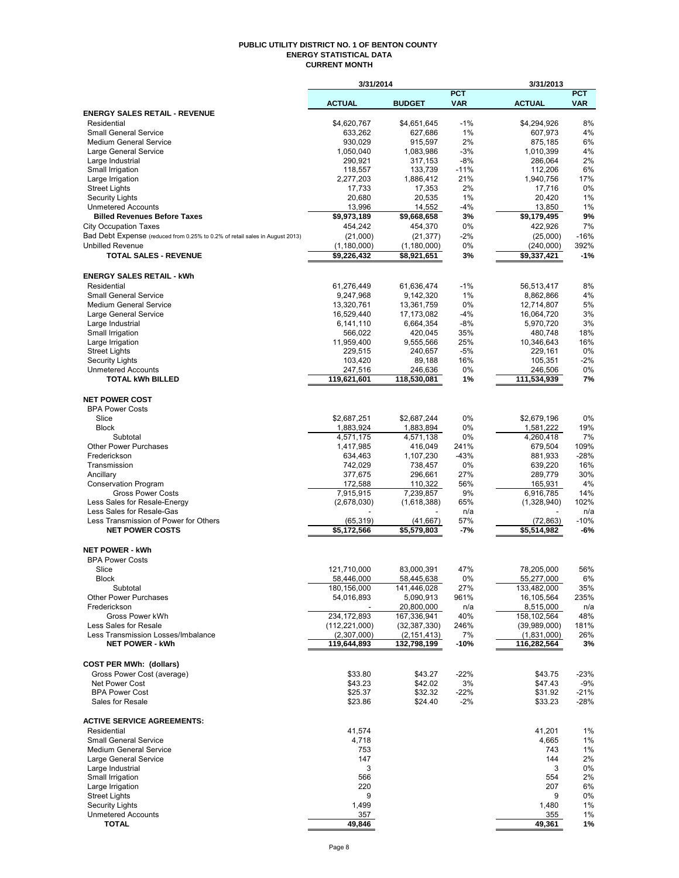# PUBLIC UTILITY DISTRICT NO. 1 OF BENTON COUNTY
## ENERGY STATISTICAL DATA
### CURRENT MONTH

| | 3/31/2014 | | | 3/31/2013 | |
|---|---|---|---|---|---|
| | **ACTUAL** | **BUDGET** | **PCT VAR** | **ACTUAL** | **PCT VAR** |
| **ENERGY SALES RETAIL - REVENUE** | | | | | |
| Residential | $4,620,767 | $4,651,645 | -1% | $4,294,926 | 8% |
| Small General Service | 633,262 | 627,686 | 1% | 607,973 | 4% |
| Medium General Service | 930,029 | 915,597 | 2% | 875,185 | 6% |
| Large General Service | 1,050,040 | 1,083,986 | -3% | 1,010,399 | 4% |
| Large Industrial | 290,921 | 317,153 | -8% | 286,064 | 2% |
| Small Irrigation | 118,557 | 133,739 | -11% | 112,206 | 6% |
| Large Irrigation | 2,277,203 | 1,886,412 | 21% | 1,940,756 | 17% |
| Street Lights | 17,733 | 17,353 | 2% | 17,716 | 0% |
| Security Lights | 20,680 | 20,535 | 1% | 20,420 | 1% |
| Unmetered Accounts | 13,996 | 14,552 | -4% | 13,850 | 1% |
| **Billed Revenues Before Taxes** | **$9,973,189** | **$9,668,658** | **3%** | **$9,179,495** | **9%** |
| City Occupation Taxes | 454,242 | 454,370 | 0% | 422,926 | 7% |
| Bad Debt Expense (reduced from 0.25% to 0.2% of retail sales in August 2013) | (21,000) | (21,377) | -2% | (25,000) | -16% |
| Unbilled Revenue | (1,180,000) | (1,180,000) | 0% | (240,000) | 392% |
| **TOTAL SALES - REVENUE** | **$9,226,432** | **$8,921,651** | **3%** | **$9,337,421** | **-1%** |
| **ENERGY SALES RETAIL - kWh** | | | | | |
| Residential | 61,276,449 | 61,636,474 | -1% | 56,513,417 | 8% |
| Small General Service | 9,247,968 | 9,142,320 | 1% | 8,862,866 | 4% |
| Medium General Service | 13,320,761 | 13,361,759 | 0% | 12,714,807 | 5% |
| Large General Service | 16,529,440 | 17,173,082 | -4% | 16,064,720 | 3% |
| Large Industrial | 6,141,110 | 6,664,354 | -8% | 5,970,720 | 3% |
| Small Irrigation | 566,022 | 420,045 | 35% | 480,748 | 18% |
| Large Irrigation | 11,959,400 | 9,555,566 | 25% | 10,346,643 | 16% |
| Street Lights | 229,515 | 240,657 | -5% | 229,161 | 0% |
| Security Lights | 103,420 | 89,188 | 16% | 105,351 | -2% |
| Unmetered Accounts | 247,516 | 246,636 | 0% | 246,506 | 0% |
| **TOTAL kWh BILLED** | **119,621,601** | **118,530,081** | **1%** | **111,534,939** | **7%** |
| **NET POWER COST** | | | | | |
| BPA Power Costs | | | | | |
| Slice | $2,687,251 | $2,687,244 | 0% | $2,679,196 | 0% |
| Block | 1,883,924 | 1,883,894 | 0% | 1,581,222 | 19% |
| Subtotal | 4,571,175 | 4,571,138 | 0% | 4,260,418 | 7% |
| Other Power Purchases | 1,417,985 | 416,049 | 241% | 679,504 | 109% |
| Frederickson | 634,463 | 1,107,230 | -43% | 881,933 | -28% |
| Transmission | 742,029 | 738,457 | 0% | 639,220 | 16% |
| Ancillary | 377,675 | 296,661 | 27% | 289,779 | 30% |
| Conservation Program | 172,588 | 110,322 | 56% | 165,931 | 4% |
| Gross Power Costs | 7,915,915 | 7,239,857 | 9% | 6,916,785 | 14% |
| Less Sales for Resale-Energy | (2,678,030) | (1,618,388) | 65% | (1,328,940) | 102% |
| Less Sales for Resale-Gas | - | - | n/a | - | n/a |
| Less Transmission of Power for Others | (65,319) | (41,667) | 57% | (72,863) | -10% |
| **NET POWER COSTS** | **$5,172,566** | **$5,579,803** | **-7%** | **$5,514,982** | **-6%** |
| **NET POWER - kWh** | | | | | |
| BPA Power Costs | | | | | |
| Slice | 121,710,000 | 83,000,391 | 47% | 78,205,000 | 56% |
| Block | 58,446,000 | 58,445,638 | 0% | 55,277,000 | 6% |
| Subtotal | 180,156,000 | 141,446,028 | 27% | 133,482,000 | 35% |
| Other Power Purchases | 54,016,893 | 5,090,913 | 961% | 16,105,564 | 235% |
| Frederickson | - | 20,800,000 | n/a | 8,515,000 | n/a |
| Gross Power kWh | 234,172,893 | 167,336,941 | 40% | 158,102,564 | 48% |
| Less Sales for Resale | (112,221,000) | (32,387,330) | 246% | (39,989,000) | 181% |
| Less Transmission Losses/Imbalance | (2,307,000) | (2,151,413) | 7% | (1,831,000) | 26% |
| **NET POWER - kWh** | **119,644,893** | **132,798,199** | **-10%** | **116,282,564** | **3%** |
| **COST PER MWh: (dollars)** | | | | | |
| Gross Power Cost (average) | $33.80 | $43.27 | -22% | $43.75 | -23% |
| Net Power Cost | $43.23 | $42.02 | 3% | $47.43 | -9% |
| BPA Power Cost | $25.37 | $32.32 | -22% | $31.92 | -21% |
| Sales for Resale | $23.86 | $24.40 | -2% | $33.23 | -28% |
| **ACTIVE SERVICE AGREEMENTS:** | | | | | |
| Residential | 41,574 | | | 41,201 | 1% |
| Small General Service | 4,718 | | | 4,665 | 1% |
| Medium General Service | 753 | | | 743 | 1% |
| Large General Service | 147 | | | 144 | 2% |
| Large Industrial | 3 | | | 3 | 0% |
| Small Irrigation | 566 | | | 554 | 2% |
| Large Irrigation | 220 | | | 207 | 6% |
| Street Lights | 9 | | | 9 | 0% |
| Security Lights | 1,499 | | | 1,480 | 1% |
| Unmetered Accounts | 357 | | | 355 | 1% |
| **TOTAL** | **49,846** | | | **49,361** | **1%** |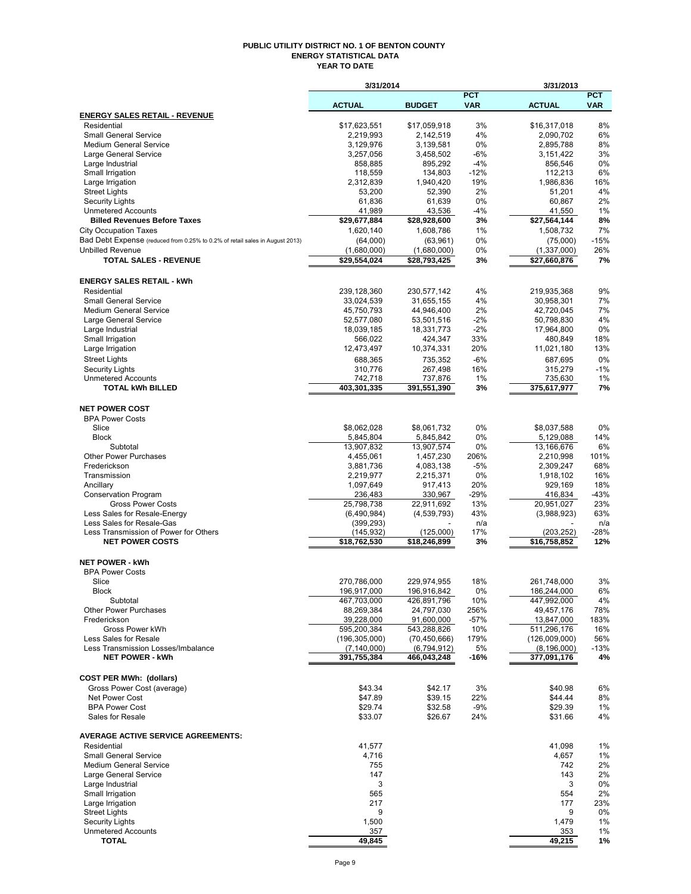# PUBLIC UTILITY DISTRICT NO. 1 OF BENTON COUNTY
## ENERGY STATISTICAL DATA
## YEAR TO DATE

| | 3/31/2014 | | | 3/31/2013 | |
|---|---|---|---|---|---|
| | ACTUAL | BUDGET | PCT VAR | ACTUAL | PCT VAR |
| **ENERGY SALES RETAIL - REVENUE** | | | | | |
| Residential | $17,623,551 | $17,059,918 | 3% | $16,317,018 | 8% |
| Small General Service | 2,219,993 | 2,142,519 | 4% | 2,090,702 | 6% |
| Medium General Service | 3,129,976 | 3,139,581 | 0% | 2,895,788 | 8% |
| Large General Service | 3,257,056 | 3,458,502 | -6% | 3,151,422 | 3% |
| Large Industrial | 858,885 | 895,292 | -4% | 856,546 | 0% |
| Small Irrigation | 118,559 | 134,803 | -12% | 112,213 | 6% |
| Large Irrigation | 2,312,839 | 1,940,420 | 19% | 1,986,836 | 16% |
| Street Lights | 53,200 | 52,390 | 2% | 51,201 | 4% |
| Security Lights | 61,836 | 61,639 | 0% | 60,867 | 2% |
| Unmetered Accounts | 41,989 | 43,536 | -4% | 41,550 | 1% |
| **Billed Revenues Before Taxes** | **$29,677,884** | **$28,928,600** | **3%** | **$27,564,144** | **8%** |
| City Occupation Taxes | 1,620,140 | 1,608,786 | 1% | 1,508,732 | 7% |
| Bad Debt Expense (reduced from 0.25% to 0.2% of retail sales in August 2013) | (64,000) | (63,961) | 0% | (75,000) | -15% |
| Unbilled Revenue | (1,680,000) | (1,680,000) | 0% | (1,337,000) | 26% |
| **TOTAL SALES - REVENUE** | **$29,554,024** | **$28,793,425** | **3%** | **$27,660,876** | **7%** |
| | | | | | |
| **ENERGY SALES RETAIL - kWh** | | | | | |
| Residential | 239,128,360 | 230,577,142 | 4% | 219,935,368 | 9% |
| Small General Service | 33,024,539 | 31,655,155 | 4% | 30,958,301 | 7% |
| Medium General Service | 45,750,793 | 44,946,400 | 2% | 42,720,045 | 7% |
| Large General Service | 52,577,080 | 53,501,516 | -2% | 50,798,830 | 4% |
| Large Industrial | 18,039,185 | 18,331,773 | -2% | 17,964,800 | 0% |
| Small Irrigation | 566,022 | 424,347 | 33% | 480,849 | 18% |
| Large Irrigation | 12,473,497 | 10,374,331 | 20% | 11,021,180 | 13% |
| Street Lights | 688,365 | 735,352 | -6% | 687,695 | 0% |
| Security Lights | 310,776 | 267,498 | 16% | 315,279 | -1% |
| Unmetered Accounts | 742,718 | 737,876 | 1% | 735,630 | 1% |
| **TOTAL kWh BILLED** | **403,301,335** | **391,551,390** | **3%** | **375,617,977** | **7%** |
| | | | | | |
| **NET POWER COST** | | | | | |
| BPA Power Costs | | | | | |
| Slice | $8,062,028 | $8,061,732 | 0% | $8,037,588 | 0% |
| Block | 5,845,804 | 5,845,842 | 0% | 5,129,088 | 14% |
| Subtotal | 13,907,832 | 13,907,574 | 0% | 13,166,676 | 6% |
| Other Power Purchases | 4,455,061 | 1,457,230 | 206% | 2,210,998 | 101% |
| Frederickson | 3,881,736 | 4,083,138 | -5% | 2,309,247 | 68% |
| Transmission | 2,219,977 | 2,215,371 | 0% | 1,918,102 | 16% |
| Ancillary | 1,097,649 | 917,413 | 20% | 929,169 | 18% |
| Conservation Program | 236,483 | 330,967 | -29% | 416,834 | -43% |
| Gross Power Costs | 25,798,738 | 22,911,692 | 13% | 20,951,027 | 23% |
| Less Sales for Resale-Energy | (6,490,984) | (4,539,793) | 43% | (3,988,923) | 63% |
| Less Sales for Resale-Gas | (399,293) | - | n/a | - | n/a |
| Less Transmission of Power for Others | (145,932) | (125,000) | 17% | (203,252) | -28% |
| **NET POWER COSTS** | **$18,762,530** | **$18,246,899** | **3%** | **$16,758,852** | **12%** |
| | | | | | |
| **NET POWER - kWh** | | | | | |
| BPA Power Costs | | | | | |
| Slice | 270,786,000 | 229,974,955 | 18% | 261,748,000 | 3% |
| Block | 196,917,000 | 196,916,842 | 0% | 186,244,000 | 6% |
| Subtotal | 467,703,000 | 426,891,796 | 10% | 447,992,000 | 4% |
| Other Power Purchases | 88,269,384 | 24,797,030 | 256% | 49,457,176 | 78% |
| Frederickson | 39,228,000 | 91,600,000 | -57% | 13,847,000 | 183% |
| Gross Power kWh | 595,200,384 | 543,288,826 | 10% | 511,296,176 | 16% |
| Less Sales for Resale | (196,305,000) | (70,450,666) | 179% | (126,009,000) | 56% |
| Less Transmission Losses/Imbalance | (7,140,000) | (6,794,912) | 5% | (8,196,000) | -13% |
| **NET POWER - kWh** | **391,755,384** | **466,043,248** | **-16%** | **377,091,176** | **4%** |
| | | | | | |
| **COST PER MWh: (dollars)** | | | | | |
| Gross Power Cost (average) | $43.34 | $42.17 | 3% | $40.98 | 6% |
| Net Power Cost | $47.89 | $39.15 | 22% | $44.44 | 8% |
| BPA Power Cost | $29.74 | $32.58 | -9% | $29.39 | 1% |
| Sales for Resale | $33.07 | $26.67 | 24% | $31.66 | 4% |
| | | | | | |
| **AVERAGE ACTIVE SERVICE AGREEMENTS:** | | | | | |
| Residential | 41,577 | | | 41,098 | 1% |
| Small General Service | 4,716 | | | 4,657 | 1% |
| Medium General Service | 755 | | | 742 | 2% |
| Large General Service | 147 | | | 143 | 2% |
| Large Industrial | 3 | | | 3 | 0% |
| Small Irrigation | 565 | | | 554 | 2% |
| Large Irrigation | 217 | | | 177 | 23% |
| Street Lights | 9 | | | 9 | 0% |
| Security Lights | 1,500 | | | 1,479 | 1% |
| Unmetered Accounts | 357 | | | 353 | 1% |
| **TOTAL** | **49,845** | | | **49,215** | **1%** |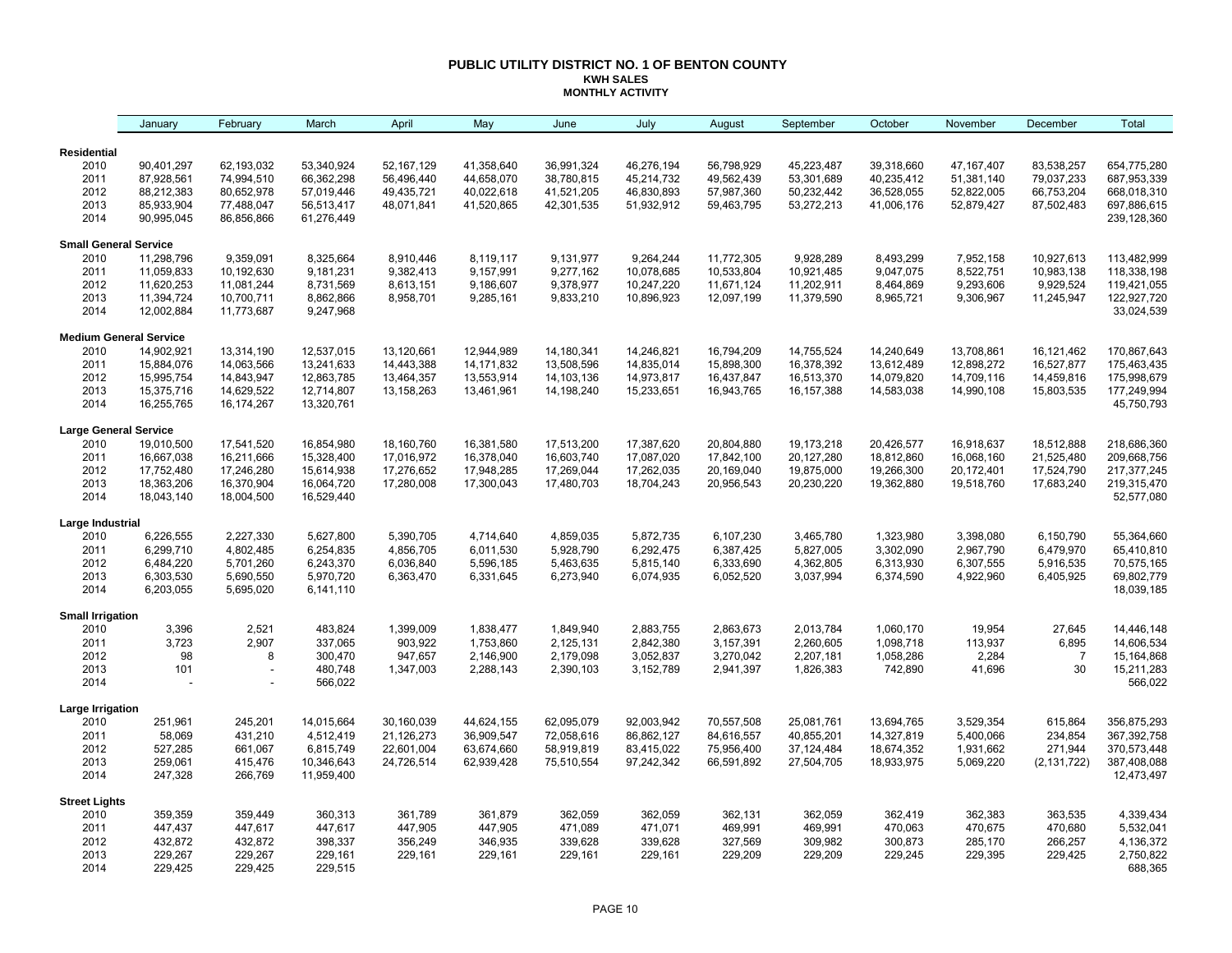# PUBLIC UTILITY DISTRICT NO. 1 OF BENTON COUNTY

## KWH SALES

### MONTHLY ACTIVITY

| | January | February | March | April | May | June | July | August | September | October | November | December | Total |
|---|---|---|---|---|---|---|---|---|---|---|---|---|---|
| **Residential** | | | | | | | | | | | | | |
| 2010 | 90,401,297 | 62,193,032 | 53,340,924 | 52,167,129 | 41,358,640 | 36,991,324 | 46,276,194 | 56,798,929 | 45,223,487 | 39,318,660 | 47,167,407 | 83,538,257 | 654,775,280 |
| 2011 | 87,928,561 | 74,994,510 | 66,362,298 | 56,496,440 | 44,658,070 | 38,780,815 | 45,214,732 | 49,562,439 | 53,301,689 | 40,235,412 | 51,381,140 | 79,037,233 | 687,953,339 |
| 2012 | 88,212,383 | 80,652,978 | 57,019,446 | 49,435,721 | 40,022,618 | 41,521,205 | 46,830,893 | 57,987,360 | 50,232,442 | 36,528,055 | 52,822,005 | 66,753,204 | 668,018,310 |
| 2013 | 85,933,904 | 77,488,047 | 56,513,417 | 48,071,841 | 41,520,865 | 42,301,535 | 51,932,912 | 59,463,795 | 53,272,213 | 41,006,176 | 52,879,427 | 87,502,483 | 697,886,615 |
| 2014 | 90,995,045 | 86,856,866 | 61,276,449 | | | | | | | | | | 239,128,360 |
| **Small General Service** | | | | | | | | | | | | | |
| 2010 | 11,298,796 | 9,359,091 | 8,325,664 | 8,910,446 | 8,119,117 | 9,131,977 | 9,264,244 | 11,772,305 | 9,928,289 | 8,493,299 | 7,952,158 | 10,927,613 | 113,482,999 |
| 2011 | 11,059,833 | 10,192,630 | 9,181,231 | 9,382,413 | 9,157,991 | 9,277,162 | 10,078,685 | 10,533,804 | 10,921,485 | 9,047,075 | 8,522,751 | 10,983,138 | 118,338,198 |
| 2012 | 11,620,253 | 11,081,244 | 8,731,569 | 8,613,151 | 9,186,607 | 9,378,977 | 10,247,220 | 11,671,124 | 11,202,911 | 8,464,869 | 9,293,606 | 9,929,524 | 119,421,055 |
| 2013 | 11,394,724 | 10,700,711 | 8,862,866 | 8,958,701 | 9,285,161 | 9,833,210 | 10,896,923 | 12,097,199 | 11,379,590 | 8,965,721 | 9,306,967 | 11,245,947 | 122,927,720 |
| 2014 | 12,002,884 | 11,773,687 | 9,247,968 | | | | | | | | | | 33,024,539 |
| **Medium General Service** | | | | | | | | | | | | | |
| 2010 | 14,902,921 | 13,314,190 | 12,537,015 | 13,120,661 | 12,944,989 | 14,180,341 | 14,246,821 | 16,794,209 | 14,755,524 | 14,240,649 | 13,708,861 | 16,121,462 | 170,867,643 |
| 2011 | 15,884,076 | 14,063,566 | 13,241,633 | 14,443,388 | 14,171,832 | 13,508,596 | 14,835,014 | 15,898,300 | 16,378,392 | 13,612,489 | 12,898,272 | 16,527,877 | 175,463,435 |
| 2012 | 15,995,754 | 14,843,947 | 12,863,785 | 13,464,357 | 13,553,914 | 14,103,136 | 14,973,817 | 16,437,847 | 16,513,370 | 14,079,820 | 14,709,116 | 14,459,816 | 175,998,679 |
| 2013 | 15,375,716 | 14,629,522 | 12,714,807 | 13,158,263 | 13,461,961 | 14,198,240 | 15,233,651 | 16,943,765 | 16,157,388 | 14,583,038 | 14,990,108 | 15,803,535 | 177,249,994 |
| 2014 | 16,255,765 | 16,174,267 | 13,320,761 | | | | | | | | | | 45,750,793 |
| **Large General Service** | | | | | | | | | | | | | |
| 2010 | 19,010,500 | 17,541,520 | 16,854,980 | 18,160,760 | 16,381,580 | 17,513,200 | 17,387,620 | 20,804,880 | 19,173,218 | 20,426,577 | 16,918,637 | 18,512,888 | 218,686,360 |
| 2011 | 16,667,038 | 16,211,666 | 15,328,400 | 17,016,972 | 16,378,040 | 16,603,740 | 17,087,020 | 17,842,100 | 20,127,280 | 18,812,860 | 16,068,160 | 21,525,480 | 209,668,756 |
| 2012 | 17,752,480 | 17,246,280 | 15,614,938 | 17,276,652 | 17,948,285 | 17,269,044 | 17,262,035 | 20,169,040 | 19,875,000 | 19,266,300 | 20,172,401 | 17,524,790 | 217,377,245 |
| 2013 | 18,363,206 | 16,370,904 | 16,064,720 | 17,280,008 | 17,300,043 | 17,480,703 | 18,704,243 | 20,956,543 | 20,230,220 | 19,362,880 | 19,518,760 | 17,683,240 | 219,315,470 |
| 2014 | 18,043,140 | 18,004,500 | 16,529,440 | | | | | | | | | | 52,577,080 |
| **Large Industrial** | | | | | | | | | | | | | |
| 2010 | 6,226,555 | 2,227,330 | 5,627,800 | 5,390,705 | 4,714,640 | 4,859,035 | 5,872,735 | 6,107,230 | 3,465,780 | 1,323,980 | 3,398,080 | 6,150,790 | 55,364,660 |
| 2011 | 6,299,710 | 4,802,485 | 6,254,835 | 4,856,705 | 6,011,530 | 5,928,790 | 6,292,475 | 6,387,425 | 5,827,005 | 3,302,090 | 2,967,790 | 6,479,970 | 65,410,810 |
| 2012 | 6,484,220 | 5,701,260 | 6,243,370 | 6,036,840 | 5,596,185 | 5,463,635 | 5,815,140 | 6,333,690 | 4,362,805 | 6,313,930 | 6,307,555 | 5,916,535 | 70,575,165 |
| 2013 | 6,303,530 | 5,690,550 | 5,970,720 | 6,363,470 | 6,331,645 | 6,273,940 | 6,074,935 | 6,052,520 | 3,037,994 | 6,374,590 | 4,922,960 | 6,405,925 | 69,802,779 |
| 2014 | 6,203,055 | 5,695,020 | 6,141,110 | | | | | | | | | | 18,039,185 |
| **Small Irrigation** | | | | | | | | | | | | | |
| 2010 | 3,396 | 2,521 | 483,824 | 1,399,009 | 1,838,477 | 1,849,940 | 2,883,755 | 2,863,673 | 2,013,784 | 1,060,170 | 19,954 | 27,645 | 14,446,148 |
| 2011 | 3,723 | 2,907 | 337,065 | 903,922 | 1,753,860 | 2,125,131 | 2,842,380 | 3,157,391 | 2,260,605 | 1,098,718 | 113,937 | 6,895 | 14,606,534 |
| 2012 | 98 | 8 | 300,470 | 947,657 | 2,146,900 | 2,179,098 | 3,052,837 | 3,270,042 | 2,207,181 | 1,058,286 | 2,284 | 7 | 15,164,868 |
| 2013 | 101 | - | 480,748 | 1,347,003 | 2,288,143 | 2,390,103 | 3,152,789 | 2,941,397 | 1,826,383 | 742,890 | 41,696 | 30 | 15,211,283 |
| 2014 | - | - | 566,022 | | | | | | | | | | 566,022 |
| **Large Irrigation** | | | | | | | | | | | | | |
| 2010 | 251,961 | 245,201 | 14,015,664 | 30,160,039 | 44,624,155 | 62,095,079 | 92,003,942 | 70,557,508 | 25,081,761 | 13,694,765 | 3,529,354 | 615,864 | 356,875,293 |
| 2011 | 58,069 | 431,210 | 4,512,419 | 21,126,273 | 36,909,547 | 72,058,616 | 86,862,127 | 84,616,557 | 40,855,201 | 14,327,819 | 5,400,066 | 234,854 | 367,392,758 |
| 2012 | 527,285 | 661,067 | 6,815,749 | 22,601,004 | 63,674,660 | 58,919,819 | 83,415,022 | 75,956,400 | 37,124,484 | 18,674,352 | 1,931,662 | 271,944 | 370,573,448 |
| 2013 | 259,061 | 415,476 | 10,346,643 | 24,726,514 | 62,939,428 | 75,510,554 | 97,242,342 | 66,591,892 | 27,504,705 | 18,933,975 | 5,069,220 | (2,131,722) | 387,408,088 |
| 2014 | 247,328 | 266,769 | 11,959,400 | | | | | | | | | | 12,473,497 |
| **Street Lights** | | | | | | | | | | | | | |
| 2010 | 359,359 | 359,449 | 360,313 | 361,789 | 361,879 | 362,059 | 362,059 | 362,131 | 362,059 | 362,419 | 362,383 | 363,535 | 4,339,434 |
| 2011 | 447,437 | 447,617 | 447,617 | 447,905 | 447,905 | 471,089 | 471,071 | 469,991 | 469,991 | 470,063 | 470,675 | 470,680 | 5,532,041 |
| 2012 | 432,872 | 432,872 | 398,337 | 356,249 | 346,935 | 339,628 | 339,628 | 327,569 | 309,982 | 300,873 | 285,170 | 266,257 | 4,136,372 |
| 2013 | 229,267 | 229,267 | 229,161 | 229,161 | 229,161 | 229,161 | 229,161 | 229,209 | 229,209 | 229,245 | 229,395 | 229,425 | 2,750,822 |
| 2014 | 229,425 | 229,425 | 229,515 | | | | | | | | | | 688,365 |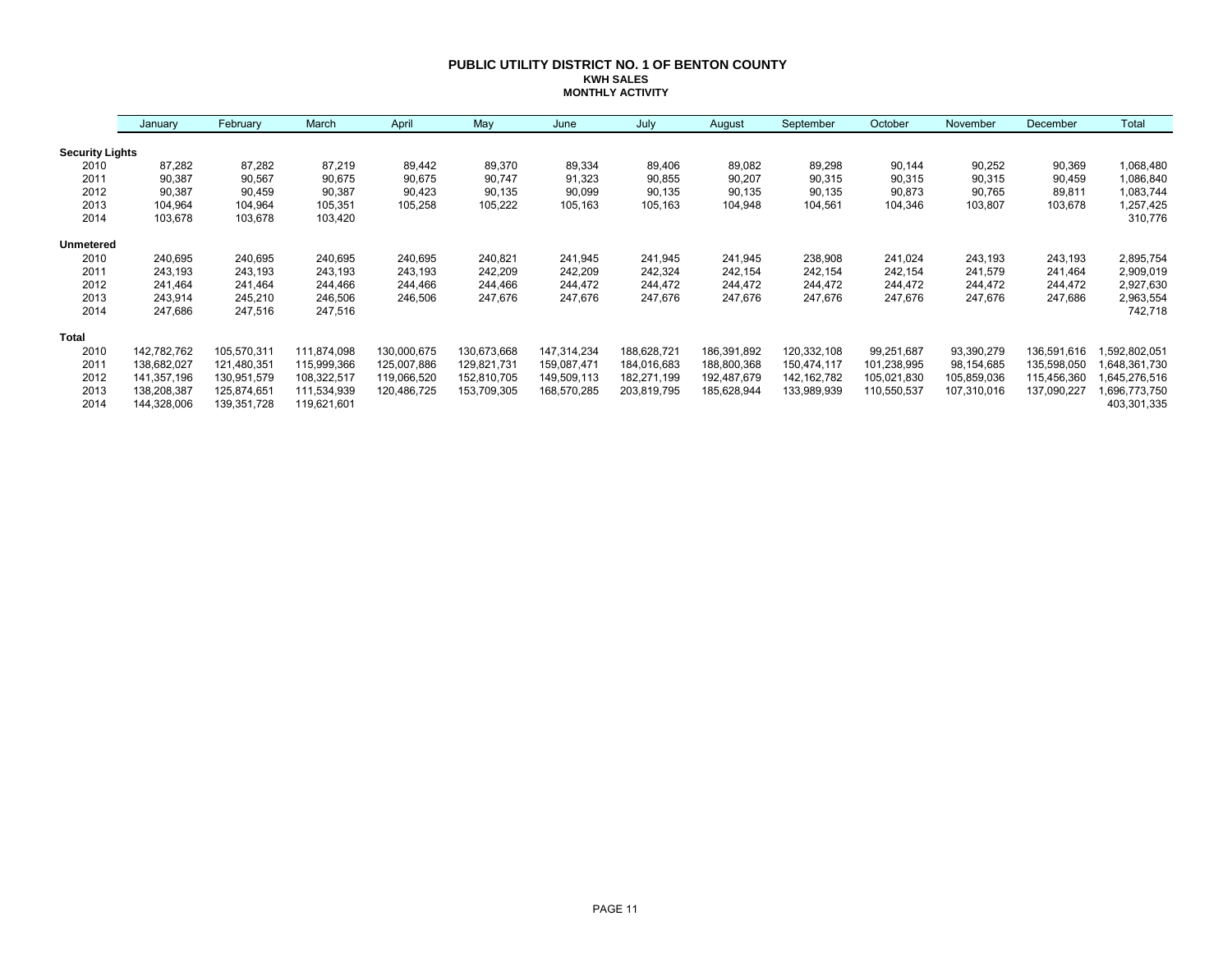# PUBLIC UTILITY DISTRICT NO. 1 OF BENTON COUNTY

## KWH SALES

## MONTHLY ACTIVITY

| | January | February | March | April | May | June | July | August | September | October | November | December | Total |
|---|---|---|---|---|---|---|---|---|---|---|---|---|---|
| **Security Lights** | | | | | | | | | | | | | |
| 2010 | 87,282 | 87,282 | 87,219 | 89,442 | 89,370 | 89,334 | 89,406 | 89,082 | 89,298 | 90,144 | 90,252 | 90,369 | 1,068,480 |
| 2011 | 90,387 | 90,567 | 90,675 | 90,675 | 90,747 | 91,323 | 90,855 | 90,207 | 90,315 | 90,315 | 90,315 | 90,459 | 1,086,840 |
| 2012 | 90,387 | 90,459 | 90,387 | 90,423 | 90,135 | 90,099 | 90,135 | 90,135 | 90,135 | 90,873 | 90,765 | 89,811 | 1,083,744 |
| 2013 | 104,964 | 104,964 | 105,351 | 105,258 | 105,222 | 105,163 | 105,163 | 104,948 | 104,561 | 104,346 | 103,807 | 103,678 | 1,257,425 |
| 2014 | 103,678 | 103,678 | 103,420 | | | | | | | | | | 310,776 |
| **Unmetered** | | | | | | | | | | | | | |
| 2010 | 240,695 | 240,695 | 240,695 | 240,695 | 240,821 | 241,945 | 241,945 | 241,945 | 238,908 | 241,024 | 243,193 | 243,193 | 2,895,754 |
| 2011 | 243,193 | 243,193 | 243,193 | 243,193 | 242,209 | 242,209 | 242,324 | 242,154 | 242,154 | 242,154 | 241,579 | 241,464 | 2,909,019 |
| 2012 | 241,464 | 241,464 | 244,466 | 244,466 | 244,466 | 244,472 | 244,472 | 244,472 | 244,472 | 244,472 | 244,472 | 244,472 | 2,927,630 |
| 2013 | 243,914 | 245,210 | 246,506 | 246,506 | 247,676 | 247,676 | 247,676 | 247,676 | 247,676 | 247,676 | 247,676 | 247,686 | 2,963,554 |
| 2014 | 247,686 | 247,516 | 247,516 | | | | | | | | | | 742,718 |
| **Total** | | | | | | | | | | | | | |
| 2010 | 142,782,762 | 105,570,311 | 111,874,098 | 130,000,675 | 130,673,668 | 147,314,234 | 188,628,721 | 186,391,892 | 120,332,108 | 99,251,687 | 93,390,279 | 136,591,616 | 1,592,802,051 |
| 2011 | 138,682,027 | 121,480,351 | 115,999,366 | 125,007,886 | 129,821,731 | 159,087,471 | 184,016,683 | 188,800,368 | 150,474,117 | 101,238,995 | 98,154,685 | 135,598,050 | 1,648,361,730 |
| 2012 | 141,357,196 | 130,951,579 | 108,322,517 | 119,066,520 | 152,810,705 | 149,509,113 | 182,271,199 | 192,487,679 | 142,162,782 | 105,021,830 | 105,859,036 | 115,456,360 | 1,645,276,516 |
| 2013 | 138,208,387 | 125,874,651 | 111,534,939 | 120,486,725 | 153,709,305 | 168,570,285 | 203,819,795 | 185,628,944 | 133,989,939 | 110,550,537 | 107,310,016 | 137,090,227 | 1,696,773,750 |
| 2014 | 144,328,006 | 139,351,728 | 119,621,601 | | | | | | | | | | 403,301,335 |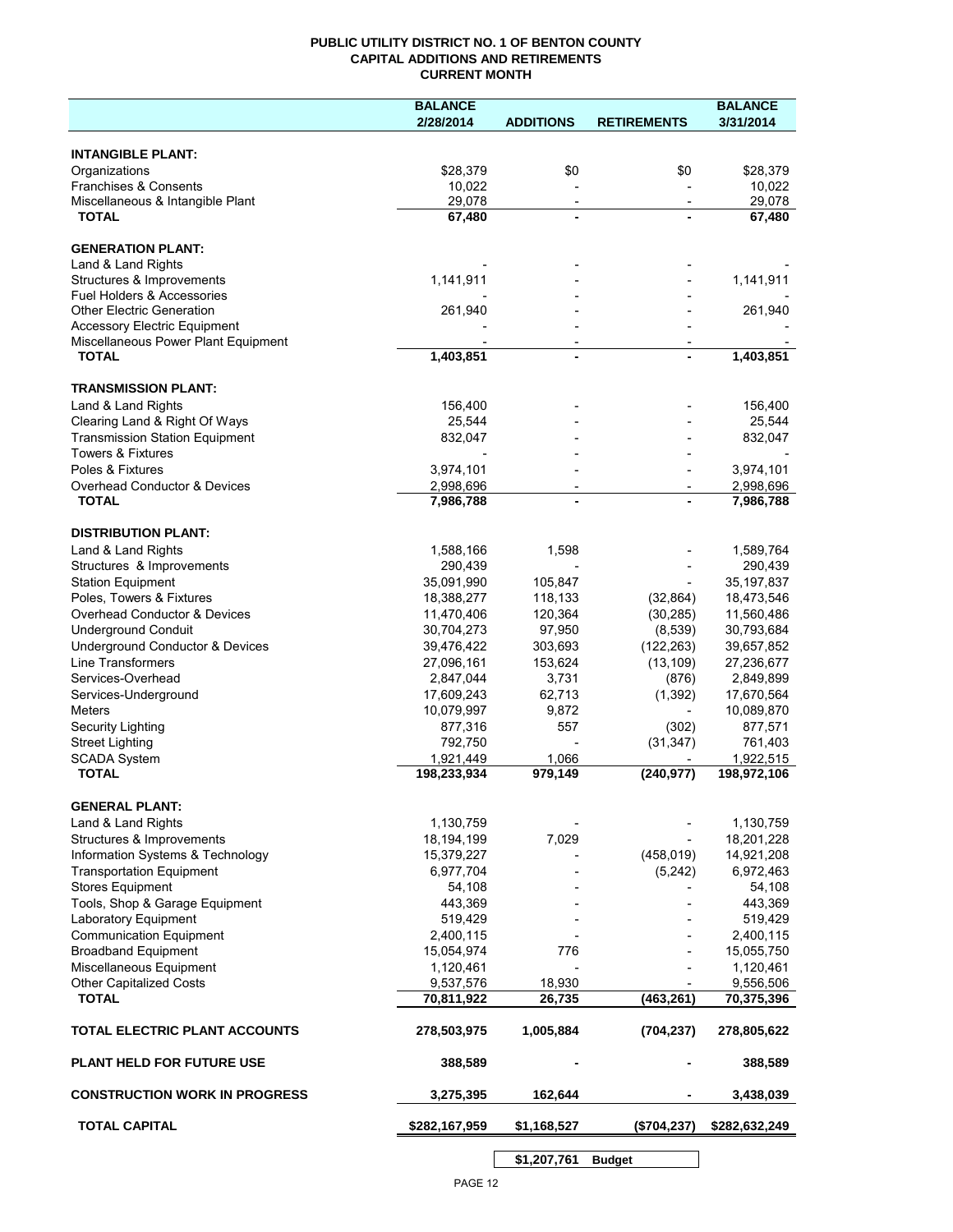# PUBLIC UTILITY DISTRICT NO. 1 OF BENTON COUNTY
## CAPITAL ADDITIONS AND RETIREMENTS
### CURRENT MONTH

| | BALANCE 2/28/2014 | ADDITIONS | RETIREMENTS | BALANCE 3/31/2014 |
|---|---|---|---|---|
| **INTANGIBLE PLANT:** | | | | |
| Organizations | $28,379 | $0 | $0 | $28,379 |
| Franchises & Consents | 10,022 | - | - | 10,022 |
| Miscellaneous & Intangible Plant | 29,078 | - | - | 29,078 |
| **TOTAL** | **67,480** | **-** | **-** | **67,480** |
| **GENERATION PLANT:** | | | | |
| Land & Land Rights | - | - | - | - |
| Structures & Improvements | 1,141,911 | - | - | 1,141,911 |
| Fuel Holders & Accessories | - | - | - | - |
| Other Electric Generation | 261,940 | - | - | 261,940 |
| Accessory Electric Equipment | - | - | - | - |
| Miscellaneous Power Plant Equipment | - | - | - | - |
| **TOTAL** | **1,403,851** | **-** | **-** | **1,403,851** |
| **TRANSMISSION PLANT:** | | | | |
| Land & Land Rights | 156,400 | - | - | 156,400 |
| Clearing Land & Right Of Ways | 25,544 | - | - | 25,544 |
| Transmission Station Equipment | 832,047 | - | - | 832,047 |
| Towers & Fixtures | - | - | - | - |
| Poles & Fixtures | 3,974,101 | - | - | 3,974,101 |
| Overhead Conductor & Devices | 2,998,696 | - | - | 2,998,696 |
| **TOTAL** | **7,986,788** | **-** | **-** | **7,986,788** |
| **DISTRIBUTION PLANT:** | | | | |
| Land & Land Rights | 1,588,166 | 1,598 | - | 1,589,764 |
| Structures & Improvements | 290,439 | - | - | 290,439 |
| Station Equipment | 35,091,990 | 105,847 | - | 35,197,837 |
| Poles, Towers & Fixtures | 18,388,277 | 118,133 | (32,864) | 18,473,546 |
| Overhead Conductor & Devices | 11,470,406 | 120,364 | (30,285) | 11,560,486 |
| Underground Conduit | 30,704,273 | 97,950 | (8,539) | 30,793,684 |
| Underground Conductor & Devices | 39,476,422 | 303,693 | (122,263) | 39,657,852 |
| Line Transformers | 27,096,161 | 153,624 | (13,109) | 27,236,677 |
| Services-Overhead | 2,847,044 | 3,731 | (876) | 2,849,899 |
| Services-Underground | 17,609,243 | 62,713 | (1,392) | 17,670,564 |
| Meters | 10,079,997 | 9,872 | - | 10,089,870 |
| Security Lighting | 877,316 | 557 | (302) | 877,571 |
| Street Lighting | 792,750 | - | (31,347) | 761,403 |
| SCADA System | 1,921,449 | 1,066 | - | 1,922,515 |
| **TOTAL** | **198,233,934** | **979,149** | **(240,977)** | **198,972,106** |
| **GENERAL PLANT:** | | | | |
| Land & Land Rights | 1,130,759 | - | - | 1,130,759 |
| Structures & Improvements | 18,194,199 | 7,029 | - | 18,201,228 |
| Information Systems & Technology | 15,379,227 | - | (458,019) | 14,921,208 |
| Transportation Equipment | 6,977,704 | - | (5,242) | 6,972,463 |
| Stores Equipment | 54,108 | - | - | 54,108 |
| Tools, Shop & Garage Equipment | 443,369 | - | - | 443,369 |
| Laboratory Equipment | 519,429 | - | - | 519,429 |
| Communication Equipment | 2,400,115 | - | - | 2,400,115 |
| Broadband Equipment | 15,054,974 | 776 | - | 15,055,750 |
| Miscellaneous Equipment | 1,120,461 | - | - | 1,120,461 |
| Other Capitalized Costs | 9,537,576 | 18,930 | - | 9,556,506 |
| **TOTAL** | **70,811,922** | **26,735** | **(463,261)** | **70,375,396** |
| **TOTAL ELECTRIC PLANT ACCOUNTS** | **278,503,975** | **1,005,884** | **(704,237)** | **278,805,622** |
| **PLANT HELD FOR FUTURE USE** | **388,589** | **-** | **-** | **388,589** |
| **CONSTRUCTION WORK IN PROGRESS** | **3,275,395** | **162,644** | **-** | **3,438,039** |
| **TOTAL CAPITAL** | **$282,167,959** | **$1,168,527** | **($704,237)** | **$282,632,249** |
| | | **$1,207,761** | **Budget** | |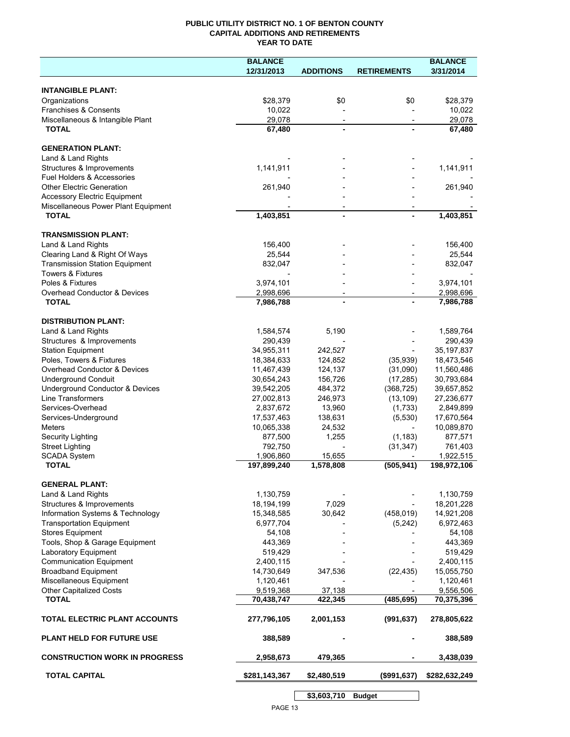# PUBLIC UTILITY DISTRICT NO. 1 OF BENTON COUNTY
## CAPITAL ADDITIONS AND RETIREMENTS
### YEAR TO DATE

| | BALANCE 12/31/2013 | ADDITIONS | RETIREMENTS | BALANCE 3/31/2014 |
|---|---|---|---|---|
| **INTANGIBLE PLANT:** | | | | |
| Organizations | $28,379 | $0 | $0 | $28,379 |
| Franchises & Consents | 10,022 | - | - | 10,022 |
| Miscellaneous & Intangible Plant | 29,078 | - | - | 29,078 |
| **TOTAL** | **67,480** | **-** | **-** | **67,480** |
| **GENERATION PLANT:** | | | | |
| Land & Land Rights | - | - | - | - |
| Structures & Improvements | 1,141,911 | - | - | 1,141,911 |
| Fuel Holders & Accessories | - | - | - | - |
| Other Electric Generation | 261,940 | - | - | 261,940 |
| Accessory Electric Equipment | - | - | - | - |
| Miscellaneous Power Plant Equipment | - | - | - | - |
| **TOTAL** | **1,403,851** | **-** | **-** | **1,403,851** |
| **TRANSMISSION PLANT:** | | | | |
| Land & Land Rights | 156,400 | - | - | 156,400 |
| Clearing Land & Right Of Ways | 25,544 | - | - | 25,544 |
| Transmission Station Equipment | 832,047 | - | - | 832,047 |
| Towers & Fixtures | - | - | - | - |
| Poles & Fixtures | 3,974,101 | - | - | 3,974,101 |
| Overhead Conductor & Devices | 2,998,696 | - | - | 2,998,696 |
| **TOTAL** | **7,986,788** | **-** | **-** | **7,986,788** |
| **DISTRIBUTION PLANT:** | | | | |
| Land & Land Rights | 1,584,574 | 5,190 | - | 1,589,764 |
| Structures & Improvements | 290,439 | - | - | 290,439 |
| Station Equipment | 34,955,311 | 242,527 | - | 35,197,837 |
| Poles, Towers & Fixtures | 18,384,633 | 124,852 | (35,939) | 18,473,546 |
| Overhead Conductor & Devices | 11,467,439 | 124,137 | (31,090) | 11,560,486 |
| Underground Conduit | 30,654,243 | 156,726 | (17,285) | 30,793,684 |
| Underground Conductor & Devices | 39,542,205 | 484,372 | (368,725) | 39,657,852 |
| Line Transformers | 27,002,813 | 246,973 | (13,109) | 27,236,677 |
| Services-Overhead | 2,837,672 | 13,960 | (1,733) | 2,849,899 |
| Services-Underground | 17,537,463 | 138,631 | (5,530) | 17,670,564 |
| Meters | 10,065,338 | 24,532 | - | 10,089,870 |
| Security Lighting | 877,500 | 1,255 | (1,183) | 877,571 |
| Street Lighting | 792,750 | - | (31,347) | 761,403 |
| SCADA System | 1,906,860 | 15,655 | - | 1,922,515 |
| **TOTAL** | **197,899,240** | **1,578,808** | **(505,941)** | **198,972,106** |
| **GENERAL PLANT:** | | | | |
| Land & Land Rights | 1,130,759 | - | - | 1,130,759 |
| Structures & Improvements | 18,194,199 | 7,029 | - | 18,201,228 |
| Information Systems & Technology | 15,348,585 | 30,642 | (458,019) | 14,921,208 |
| Transportation Equipment | 6,977,704 | - | (5,242) | 6,972,463 |
| Stores Equipment | 54,108 | - | - | 54,108 |
| Tools, Shop & Garage Equipment | 443,369 | - | - | 443,369 |
| Laboratory Equipment | 519,429 | - | - | 519,429 |
| Communication Equipment | 2,400,115 | - | - | 2,400,115 |
| Broadband Equipment | 14,730,649 | 347,536 | (22,435) | 15,055,750 |
| Miscellaneous Equipment | 1,120,461 | - | - | 1,120,461 |
| Other Capitalized Costs | 9,519,368 | 37,138 | - | 9,556,506 |
| **TOTAL** | **70,438,747** | **422,345** | **(485,695)** | **70,375,396** |
| **TOTAL ELECTRIC PLANT ACCOUNTS** | **277,796,105** | **2,001,153** | **(991,637)** | **278,805,622** |
| **PLANT HELD FOR FUTURE USE** | **388,589** | **-** | **-** | **388,589** |
| **CONSTRUCTION WORK IN PROGRESS** | **2,958,673** | **479,365** | **-** | **3,438,039** |
| **TOTAL CAPITAL** | **$281,143,367** | **$2,480,519** | **($991,637)** | **$282,632,249** |
| | | **$3,603,710** | **Budget** | |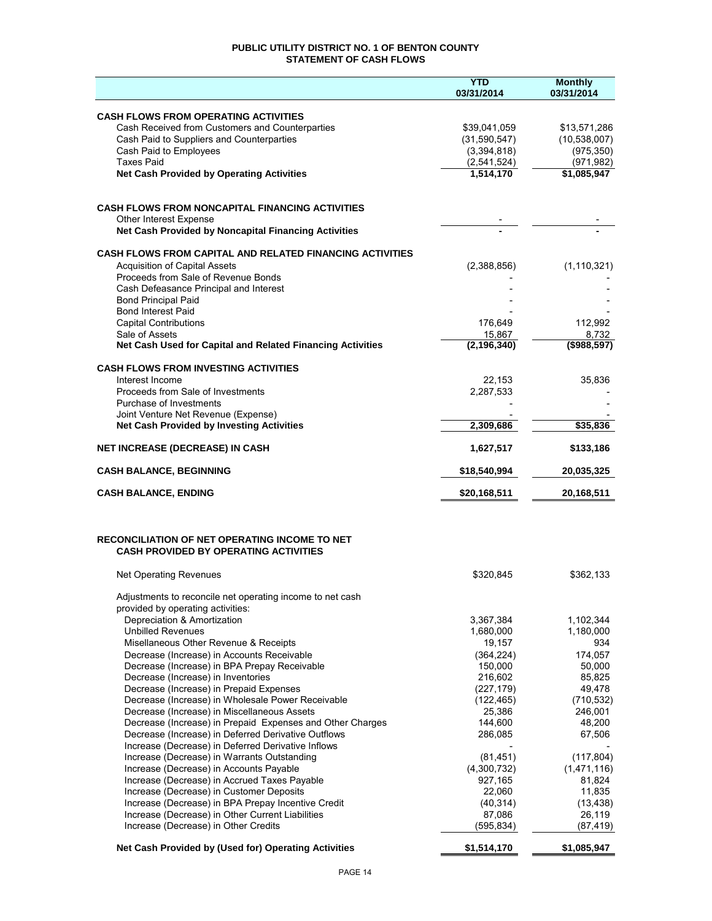# PUBLIC UTILITY DISTRICT NO. 1 OF BENTON COUNTY
## STATEMENT OF CASH FLOWS

| | YTD 03/31/2014 | Monthly 03/31/2014 |
|---|---|---|
| **CASH FLOWS FROM OPERATING ACTIVITIES** | | |
| Cash Received from Customers and Counterparties | $39,041,059 | $13,571,286 |
| Cash Paid to Suppliers and Counterparties | (31,590,547) | (10,538,007) |
| Cash Paid to Employees | (3,394,818) | (975,350) |
| Taxes Paid | (2,541,524) | (971,982) |
| **Net Cash Provided by Operating Activities** | **1,514,170** | **$1,085,947** |
| | | |
| **CASH FLOWS FROM NONCAPITAL FINANCING ACTIVITIES** | | |
| Other Interest Expense | - | - |
| **Net Cash Provided by Noncapital Financing Activities** | **-** | **-** |
| | | |
| **CASH FLOWS FROM CAPITAL AND RELATED FINANCING ACTIVITIES** | | |
| Acquisition of Capital Assets | (2,388,856) | (1,110,321) |
| Proceeds from Sale of Revenue Bonds | - | - |
| Cash Defeasance Principal and Interest | - | - |
| Bond Principal Paid | - | - |
| Bond Interest Paid | - | - |
| Capital Contributions | 176,649 | 112,992 |
| Sale of Assets | 15,867 | 8,732 |
| **Net Cash Used for Capital and Related Financing Activities** | **(2,196,340)** | **($988,597)** |
| | | |
| **CASH FLOWS FROM INVESTING ACTIVITIES** | | |
| Interest Income | 22,153 | 35,836 |
| Proceeds from Sale of Investments | 2,287,533 | - |
| Purchase of Investments | - | - |
| Joint Venture Net Revenue (Expense) | - | - |
| **Net Cash Provided by Investing Activities** | **2,309,686** | **$35,836** |
| | | |
| **NET INCREASE (DECREASE) IN CASH** | **1,627,517** | **$133,186** |
| | | |
| **CASH BALANCE, BEGINNING** | **$18,540,994** | **20,035,325** |
| | | |
| **CASH BALANCE, ENDING** | **$20,168,511** | **20,168,511** |

## RECONCILIATION OF NET OPERATING INCOME TO NET CASH PROVIDED BY OPERATING ACTIVITIES

| | YTD 03/31/2014 | Monthly 03/31/2014 |
|---|---|---|
| Net Operating Revenues | $320,845 | $362,133 |
| Adjustments to reconcile net operating income to net cash provided by operating activities: | | |
| Depreciation & Amortization | 3,367,384 | 1,102,344 |
| Unbilled Revenues | 1,680,000 | 1,180,000 |
| Misellaneous Other Revenue & Receipts | 19,157 | 934 |
| Decrease (Increase) in Accounts Receivable | (364,224) | 174,057 |
| Decrease (Increase) in BPA Prepay Receivable | 150,000 | 50,000 |
| Decrease (Increase) in Inventories | 216,602 | 85,825 |
| Decrease (Increase) in Prepaid Expenses | (227,179) | 49,478 |
| Decrease (Increase) in Wholesale Power Receivable | (122,465) | (710,532) |
| Decrease (Increase) in Miscellaneous Assets | 25,386 | 246,001 |
| Decrease (Increase) in Prepaid Expenses and Other Charges | 144,600 | 48,200 |
| Decrease (Increase) in Deferred Derivative Outflows | 286,085 | 67,506 |
| Increase (Decrease) in Deferred Derivative Inflows | - | - |
| Increase (Decrease) in Warrants Outstanding | (81,451) | (117,804) |
| Increase (Decrease) in Accounts Payable | (4,300,732) | (1,471,116) |
| Increase (Decrease) in Accrued Taxes Payable | 927,165 | 81,824 |
| Increase (Decrease) in Customer Deposits | 22,060 | 11,835 |
| Increase (Decrease) in BPA Prepay Incentive Credit | (40,314) | (13,438) |
| Increase (Decrease) in Other Current Liabilities | 87,086 | 26,119 |
| Increase (Decrease) in Other Credits | (595,834) | (87,419) |
| **Net Cash Provided by (Used for) Operating Activities** | **$1,514,170** | **$1,085,947** |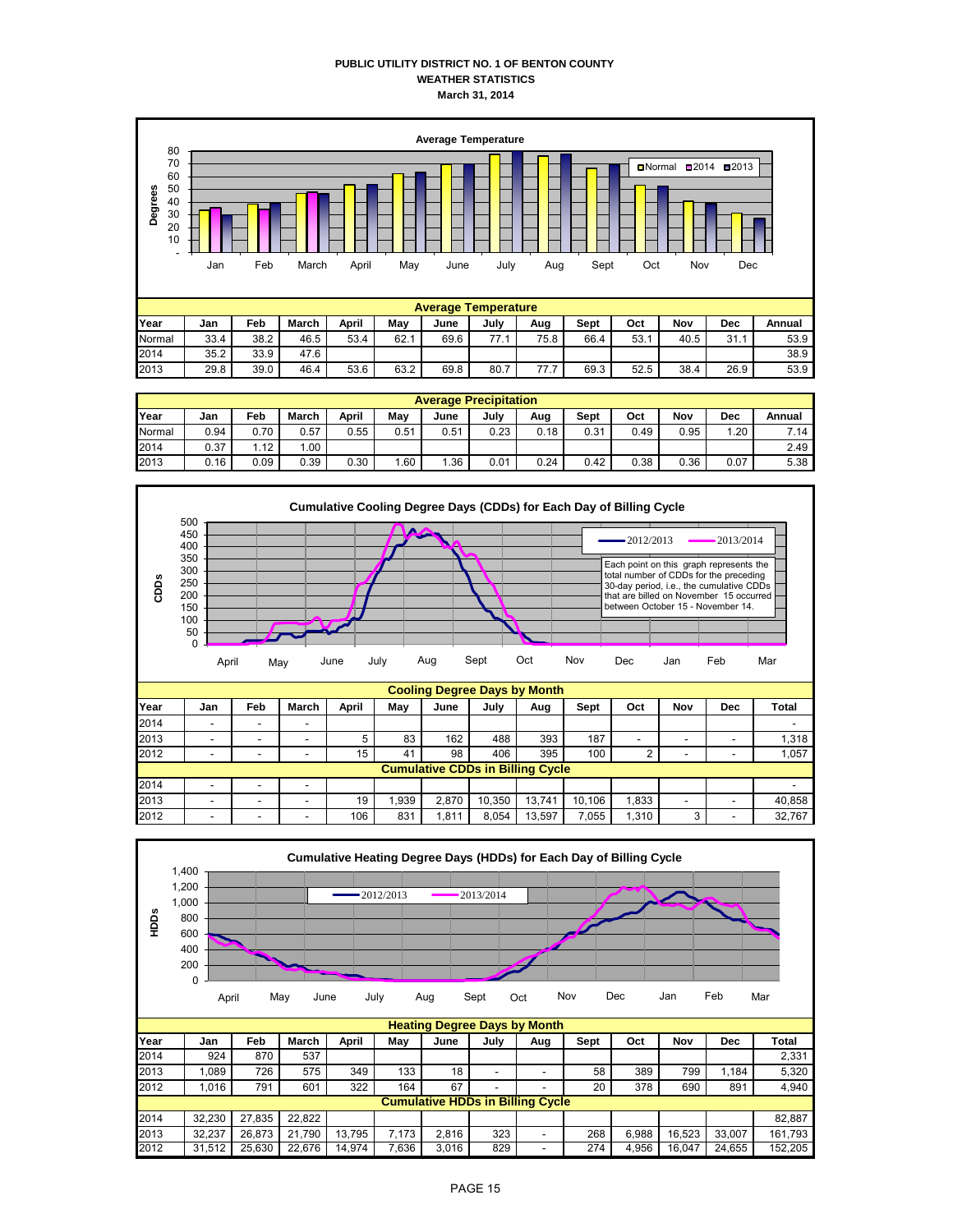# PUBLIC UTILITY DISTRICT NO. 1 OF BENTON COUNTY
## WEATHER STATISTICS
### March 31, 2014

Average Temperature

| Year | Jan | Feb | March | April | May | June | July | Aug | Sept | Oct | Nov | Dec | Annual |
|---|---|---|---|---|---|---|---|---|---|---|---|---|---|
| Normal | 33.4 | 38.2 | 46.5 | 53.4 | 62.1 | 69.6 | 77.1 | 75.8 | 66.4 | 53.1 | 40.5 | 31.1 | 53.9 |
| 2014 | 35.2 | 33.9 | 47.6 | | | | | | | | | | 38.9 |
| 2013 | 29.8 | 39.0 | 46.4 | 53.6 | 63.2 | 69.8 | 80.7 | 77.7 | 69.3 | 52.5 | 38.4 | 26.9 | 53.9 |

Average Precipitation

| Year | Jan | Feb | March | April | May | June | July | Aug | Sept | Oct | Nov | Dec | Annual |
|---|---|---|---|---|---|---|---|---|---|---|---|---|---|
| Normal | 0.94 | 0.70 | 0.57 | 0.55 | 0.51 | 0.51 | 0.23 | 0.18 | 0.31 | 0.49 | 0.95 | 1.20 | 7.14 |
| 2014 | 0.37 | 1.12 | 1.00 | | | | | | | | | | 2.49 |
| 2013 | 0.16 | 0.09 | 0.39 | 0.30 | 1.60 | 1.36 | 0.01 | 0.24 | 0.42 | 0.38 | 0.36 | 0.07 | 5.38 |

Cumulative Cooling Degree Days (CDDs) for Each Day of Billing Cycle

Each point on this graph represents the total number of CDDs for the preceding 30-day period, i.e., the cumulative CDDs that are billed on November 15 occurred between October 15 - November 14.

Cooling Degree Days by Month

| Year | Jan | Feb | March | April | May | June | July | Aug | Sept | Oct | Nov | Dec | Total |
|---|---|---|---|---|---|---|---|---|---|---|---|---|---|
| 2014 | - | - | - | | | | | | | | | | - |
| 2013 | - | - | - | 5 | 83 | 162 | 488 | 393 | 187 | - | - | - | 1,318 |
| 2012 | - | - | - | 15 | 41 | 98 | 406 | 395 | 100 | 2 | - | - | 1,057 |
| **Cumulative CDDs in Billing Cycle** | | | | | | | | | | | | | |
| 2014 | - | - | - | | | | | | | | | | - |
| 2013 | - | - | - | 19 | 1,939 | 2,870 | 10,350 | 13,741 | 10,106 | 1,833 | - | - | 40,858 |
| 2012 | - | - | - | 106 | 831 | 1,811 | 8,054 | 13,597 | 7,055 | 1,310 | 3 | - | 32,767 |

Cumulative Heating Degree Days (HDDs) for Each Day of Billing Cycle

Heating Degree Days by Month

| Year | Jan | Feb | March | April | May | June | July | Aug | Sept | Oct | Nov | Dec | Total |
|---|---|---|---|---|---|---|---|---|---|---|---|---|---|
| 2014 | 924 | 870 | 537 | | | | | | | | | | 2,331 |
| 2013 | 1,089 | 726 | 575 | 349 | 133 | 18 | - | - | 58 | 389 | 799 | 1,184 | 5,320 |
| 2012 | 1,016 | 791 | 601 | 322 | 164 | 67 | - | - | 20 | 378 | 690 | 891 | 4,940 |
| **Cumulative HDDs in Billing Cycle** | | | | | | | | | | | | | |
| 2014 | 32,230 | 27,835 | 22,822 | | | | | | | | | | 82,887 |
| 2013 | 32,237 | 26,873 | 21,790 | 13,795 | 7,173 | 2,816 | 323 | - | 268 | 6,988 | 16,523 | 33,007 | 161,793 |
| 2012 | 31,512 | 25,630 | 22,676 | 14,974 | 7,636 | 3,016 | 829 | - | 274 | 4,956 | 16,047 | 24,655 | 152,205 |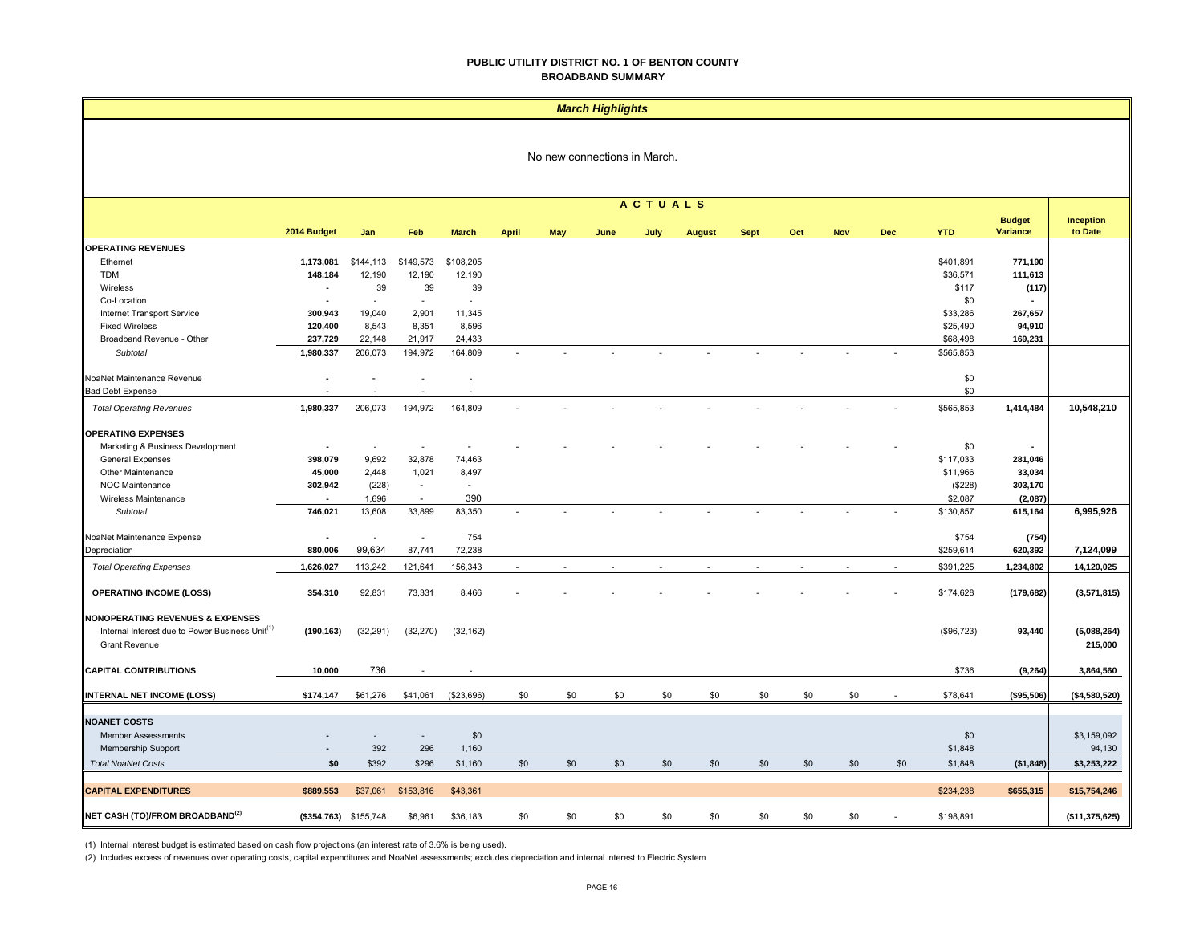# PUBLIC UTILITY DISTRICT NO. 1 OF BENTON COUNTY
## BROADBAND SUMMARY

### *March Highlights*

No new connections in March.

| | 2014 Budget | Jan | Feb | March | April | May | June | July | August | Sept | Oct | Nov | Dec | YTD | Budget Variance | Inception to Date |
|---|---|---|---|---|---|---|---|---|---|---|---|---|---|---|---|---|
| | | **ACTUALS** | | | | | | | | | | | | | | |
| **OPERATING REVENUES** | | | | | | | | | | | | | | | | |
| Ethernet | **1,173,081** | $144,113 | $149,573 | $108,205 | | | | | | | | | | $401,891 | **771,190** | |
| TDM | **148,184** | 12,190 | 12,190 | 12,190 | | | | | | | | | | $36,571 | **111,613** | |
| Wireless | **-** | 39 | 39 | 39 | | | | | | | | | | $117 | **(117)** | |
| Co-Location | **-** | - | - | - | | | | | | | | | | $0 | **-** | |
| Internet Transport Service | **300,943** | 19,040 | 2,901 | 11,345 | | | | | | | | | | $33,286 | **267,657** | |
| Fixed Wireless | **120,400** | 8,543 | 8,351 | 8,596 | | | | | | | | | | $25,490 | **94,910** | |
| Broadband Revenue - Other | **237,729** | 22,148 | 21,917 | 24,433 | | | | | | | | | | $68,498 | **169,231** | |
| *Subtotal* | **1,980,337** | 206,073 | 194,972 | 164,809 | - | - | - | - | - | - | - | - | - | $565,853 | | |
| NoaNet Maintenance Revenue | **-** | - | - | - | | | | | | | | | | $0 | | |
| Bad Debt Expense | **-** | - | - | - | | | | | | | | | | $0 | | |
| *Total Operating Revenues* | **1,980,337** | 206,073 | 194,972 | 164,809 | - | - | - | - | - | - | - | - | - | $565,853 | **1,414,484** | **10,548,210** |
| **OPERATING EXPENSES** | | | | | | | | | | | | | | | | |
| Marketing & Business Development | **-** | - | - | - | - | - | - | - | - | - | - | - | - | $0 | **-** | |
| General Expenses | **398,079** | 9,692 | 32,878 | 74,463 | | | | | | | | | | $117,033 | **281,046** | |
| Other Maintenance | **45,000** | 2,448 | 1,021 | 8,497 | | | | | | | | | | $11,966 | **33,034** | |
| NOC Maintenance | **302,942** | (228) | - | - | | | | | | | | | | ($228) | **303,170** | |
| Wireless Maintenance | **-** | 1,696 | - | 390 | | | | | | | | | | $2,087 | **(2,087)** | |
| *Subtotal* | **746,021** | 13,608 | 33,899 | 83,350 | - | - | - | - | - | - | - | - | - | $130,857 | **615,164** | **6,995,926** |
| NoaNet Maintenance Expense | **-** | - | - | 754 | | | | | | | | | | $754 | **(754)** | |
| Depreciation | **880,006** | 99,634 | 87,741 | 72,238 | | | | | | | | | | $259,614 | **620,392** | **7,124,099** |
| *Total Operating Expenses* | **1,626,027** | 113,242 | 121,641 | 156,343 | - | - | - | - | - | - | - | - | - | $391,225 | **1,234,802** | **14,120,025** |
| **OPERATING INCOME (LOSS)** | **354,310** | 92,831 | 73,331 | 8,466 | - | - | - | - | - | - | - | - | - | $174,628 | **(179,682)** | **(3,571,815)** |
| **NONOPERATING REVENUES & EXPENSES** | | | | | | | | | | | | | | | | |
| Internal Interest due to Power Business Unit(1) | **(190,163)** | (32,291) | (32,270) | (32,162) | | | | | | | | | | ($96,723) | **93,440** | **(5,088,264)** |
| Grant Revenue | | | | | | | | | | | | | | | | **215,000** |
| **CAPITAL CONTRIBUTIONS** | **10,000** | 736 | - | - | | | | | | | | | | $736 | **(9,264)** | **3,864,560** |
| **INTERNAL NET INCOME (LOSS)** | **$174,147** | $61,276 | $41,061 | ($23,696) | $0 | $0 | $0 | $0 | $0 | $0 | $0 | $0 | - | $78,641 | **($95,506)** | **($4,580,520)** |
| **NOANET COSTS** | | | | | | | | | | | | | | | | |
| Member Assessments | **-** | - | - | $0 | | | | | | | | | | $0 | | $3,159,092 |
| Membership Support | **-** | 392 | 296 | 1,160 | | | | | | | | | | $1,848 | | 94,130 |
| *Total NoaNet Costs* | **$0** | $392 | $296 | $1,160 | $0 | $0 | $0 | $0 | $0 | $0 | $0 | $0 | $0 | $1,848 | **($1,848)** | **$3,253,222** |
| **CAPITAL EXPENDITURES** | **$889,553** | $37,061 | $153,816 | $43,361 | | | | | | | | | | $234,238 | **$655,315** | **$15,754,246** |
| **NET CASH (TO)/FROM BROADBAND(2)** | **($354,763)** | $155,748 | $6,961 | $36,183 | $0 | $0 | $0 | $0 | $0 | $0 | $0 | $0 | - | $198,891 | | **($11,375,625)** |

(1) Internal interest budget is estimated based on cash flow projections (an interest rate of 3.6% is being used).

(2) Includes excess of revenues over operating costs, capital expenditures and NoaNet assessments; excludes depreciation and internal interest to Electric System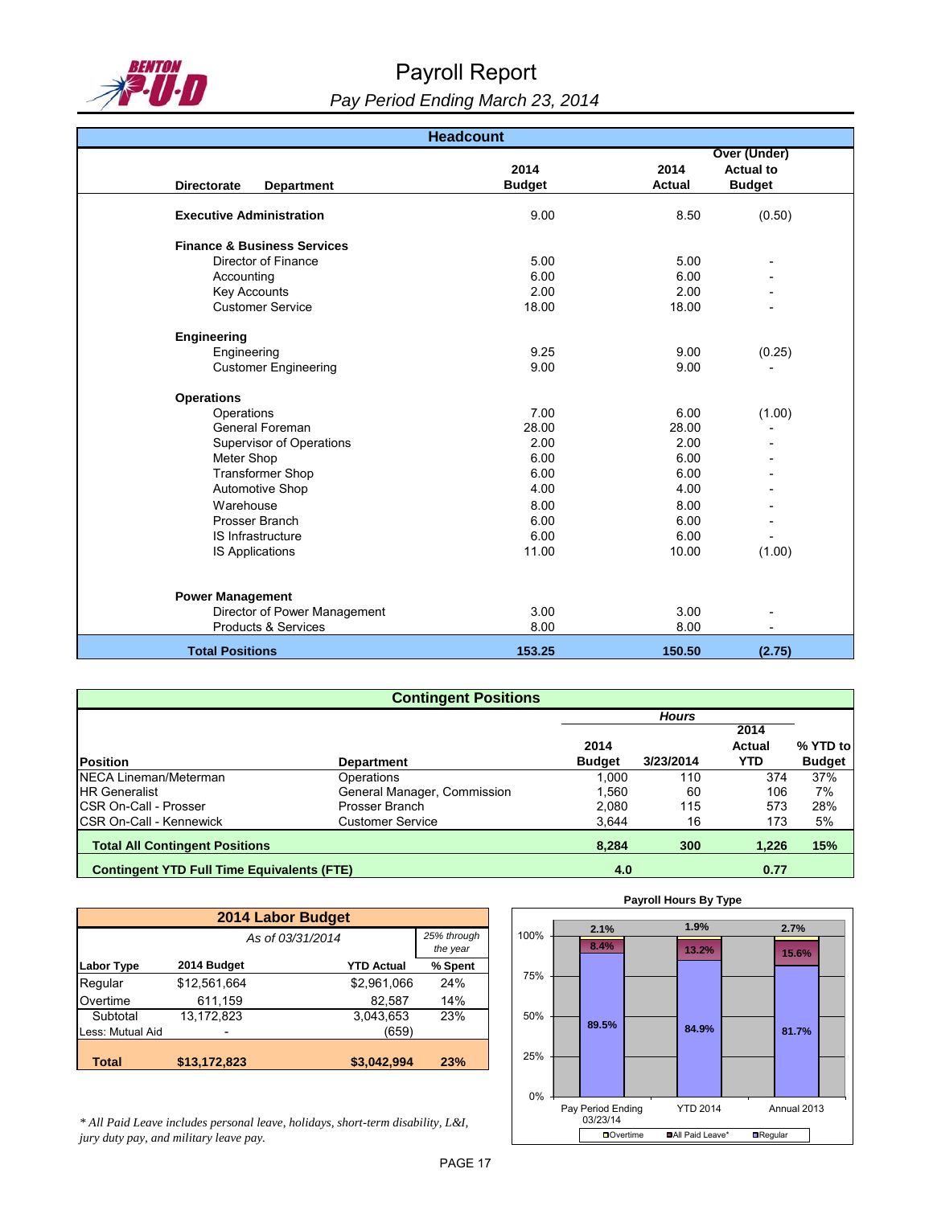# Payroll Report

*Pay Period Ending March 23, 2014*

## Headcount

| Directorate / Department | 2014 Budget | 2014 Actual | Over (Under) Actual to Budget |
|---|---|---|---|
| **Executive Administration** | 9.00 | 8.50 | (0.50) |
| **Finance & Business Services** | | | |
| Director of Finance | 5.00 | 5.00 | - |
| Accounting | 6.00 | 6.00 | - |
| Key Accounts | 2.00 | 2.00 | - |
| Customer Service | 18.00 | 18.00 | - |
| **Engineering** | | | |
| Engineering | 9.25 | 9.00 | (0.25) |
| Customer Engineering | 9.00 | 9.00 | - |
| **Operations** | | | |
| Operations | 7.00 | 6.00 | (1.00) |
| General Foreman | 28.00 | 28.00 | - |
| Supervisor of Operations | 2.00 | 2.00 | - |
| Meter Shop | 6.00 | 6.00 | - |
| Transformer Shop | 6.00 | 6.00 | - |
| Automotive Shop | 4.00 | 4.00 | - |
| Warehouse | 8.00 | 8.00 | - |
| Prosser Branch | 6.00 | 6.00 | - |
| IS Infrastructure | 6.00 | 6.00 | - |
| IS Applications | 11.00 | 10.00 | (1.00) |
| **Power Management** | | | |
| Director of Power Management | 3.00 | 3.00 | - |
| Products & Services | 8.00 | 8.00 | - |
| **Total Positions** | **153.25** | **150.50** | **(2.75)** |

## Contingent Positions

| Position | Department | Hours: 2014 Budget | Hours: 3/23/2014 | Hours: 2014 Actual YTD | % YTD to Budget |
|---|---|---|---|---|---|
| NECA Lineman/Meterman | Operations | 1,000 | 110 | 374 | 37% |
| HR Generalist | General Manager, Commission | 1,560 | 60 | 106 | 7% |
| CSR On-Call - Prosser | Prosser Branch | 2,080 | 115 | 573 | 28% |
| CSR On-Call - Kennewick | Customer Service | 3,644 | 16 | 173 | 5% |
| **Total All Contingent Positions** | | **8,284** | **300** | **1,226** | **15%** |
| **Contingent YTD Full Time Equivalents (FTE)** | | **4.0** | | **0.77** | |

## 2014 Labor Budget

| Labor Type | 2014 Budget | As of 03/31/2014 YTD Actual | 25% through the year % Spent |
|---|---|---|---|
| Regular | $12,561,664 | $2,961,066 | 24% |
| Overtime | 611,159 | 82,587 | 14% |
| Subtotal | 13,172,823 | 3,043,653 | 23% |
| Less: Mutual Aid | - | (659) | |
| **Total** | **$13,172,823** | **$3,042,994** | **23%** |

Payroll Hours By Type

100%
75%
50%
25%
0%

Pay Period Ending 03/23/14: 2.1%, 8.4%, 89.5%
YTD 2014: 1.9%, 13.2%, 84.9%
Annual 2013: 2.7%, 15.6%, 81.7%

Overtime | All Paid Leave* | Regular

*\* All Paid Leave includes personal leave, holidays, short-term disability, L&I, jury duty pay, and military leave pay.*